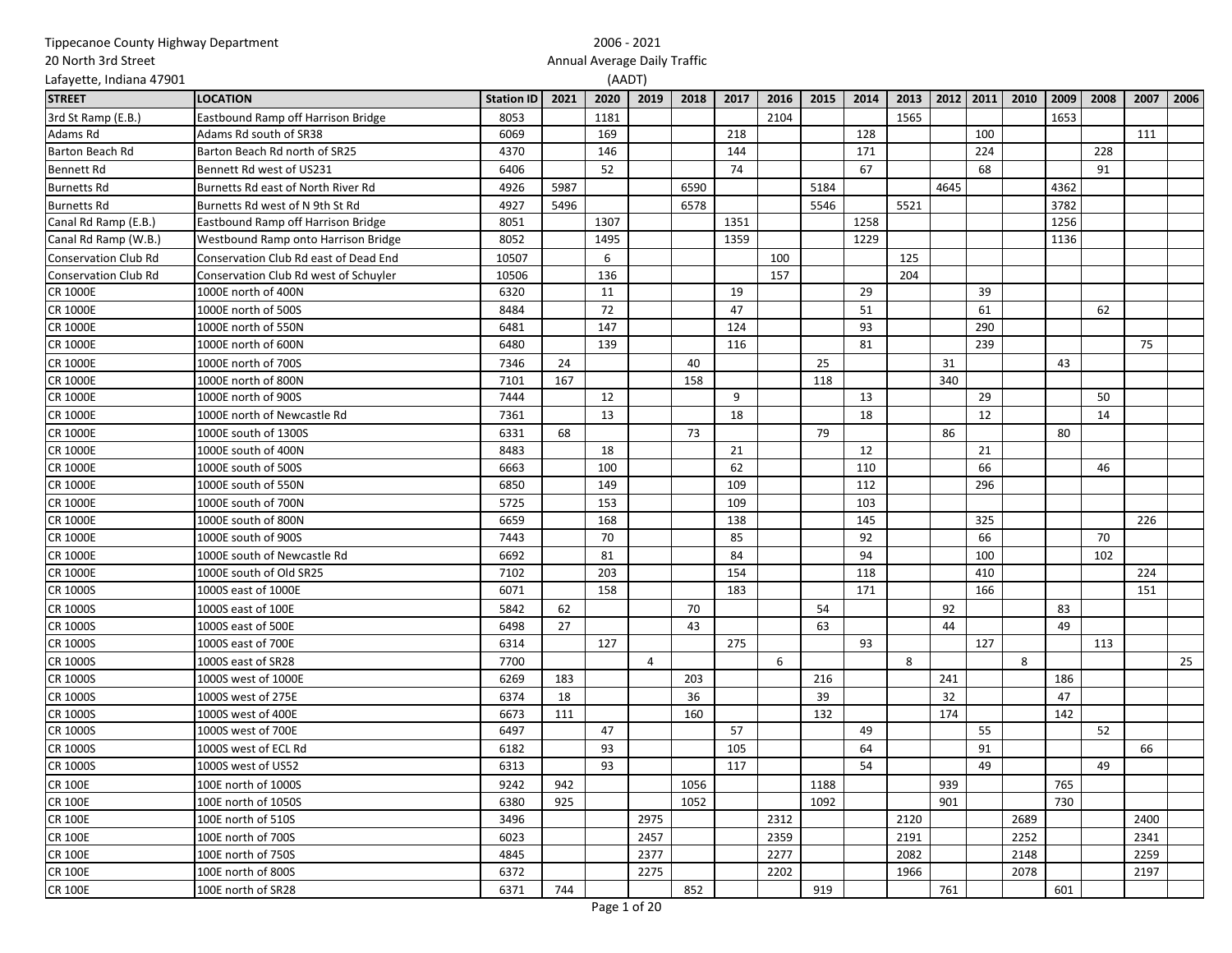Tippecanoe County Highway Department
20 North 3rd Street
Lafayette, Indiana 47901

2006 - 2021
Annual Average Daily Traffic
(AADT)

| STREET | LOCATION | Station ID | 2021 | 2020 | 2019 | 2018 | 2017 | 2016 | 2015 | 2014 | 2013 | 2012 | 2011 | 2010 | 2009 | 2008 | 2007 | 2006 |
|---|---|---|---|---|---|---|---|---|---|---|---|---|---|---|---|---|---|---|
| 3rd St Ramp (E.B.) | Eastbound Ramp off Harrison Bridge | 8053 | | 1181 | | | | 2104 | | | 1565 | | | | 1653 | | | |
| Adams Rd | Adams Rd south of SR38 | 6069 | | 169 | | | 218 | | | 128 | | | 100 | | | | 111 | |
| Barton Beach Rd | Barton Beach Rd north of SR25 | 4370 | | 146 | | | 144 | | | 171 | | | 224 | | | 228 | | |
| Bennett Rd | Bennett Rd west of US231 | 6406 | | 52 | | | 74 | | | 67 | | | 68 | | | 91 | | |
| Burnetts Rd | Burnetts Rd east of North River Rd | 4926 | 5987 | | | 6590 | | | 5184 | | | 4645 | | | 4362 | | | |
| Burnetts Rd | Burnetts Rd west of N 9th St Rd | 4927 | 5496 | | | 6578 | | | 5546 | | 5521 | | | | 3782 | | | |
| Canal Rd Ramp (E.B.) | Eastbound Ramp off Harrison Bridge | 8051 | | 1307 | | | 1351 | | | 1258 | | | | | 1256 | | | |
| Canal Rd Ramp (W.B.) | Westbound Ramp onto Harrison Bridge | 8052 | | 1495 | | | 1359 | | | 1229 | | | | | 1136 | | | |
| Conservation Club Rd | Conservation Club Rd east of Dead End | 10507 | | 6 | | | | 100 | | | 125 | | | | | | | |
| Conservation Club Rd | Conservation Club Rd west of Schuyler | 10506 | | 136 | | | | 157 | | | 204 | | | | | | | |
| CR 1000E | 1000E north of 400N | 6320 | | 11 | | | 19 | | | 29 | | | 39 | | | | | |
| CR 1000E | 1000E north of 500S | 8484 | | 72 | | | 47 | | | 51 | | | 61 | | | 62 | | |
| CR 1000E | 1000E north of 550N | 6481 | | 147 | | | 124 | | | 93 | | | 290 | | | | | |
| CR 1000E | 1000E north of 600N | 6480 | | 139 | | | 116 | | | 81 | | | 239 | | | | 75 | |
| CR 1000E | 1000E north of 700S | 7346 | 24 | | | 40 | | | 25 | | | 31 | | | 43 | | | |
| CR 1000E | 1000E north of 800N | 7101 | 167 | | | 158 | | | 118 | | | 340 | | | | | | |
| CR 1000E | 1000E north of 900S | 7444 | | 12 | | | 9 | | | 13 | | | 29 | | | 50 | | |
| CR 1000E | 1000E north of Newcastle Rd | 7361 | | 13 | | | 18 | | | 18 | | | 12 | | | 14 | | |
| CR 1000E | 1000E south of 1300S | 6331 | 68 | | | 73 | | | 79 | | | 86 | | | 80 | | | |
| CR 1000E | 1000E south of 400N | 8483 | | 18 | | | 21 | | | 12 | | | 21 | | | | | |
| CR 1000E | 1000E south of 500S | 6663 | | 100 | | | 62 | | | 110 | | | 66 | | | 46 | | |
| CR 1000E | 1000E south of 550N | 6850 | | 149 | | | 109 | | | 112 | | | 296 | | | | | |
| CR 1000E | 1000E south of 700N | 5725 | | 153 | | | 109 | | | 103 | | | | | | | | |
| CR 1000E | 1000E south of 800N | 6659 | | 168 | | | 138 | | | 145 | | | 325 | | | | 226 | |
| CR 1000E | 1000E south of 900S | 7443 | | 70 | | | 85 | | | 92 | | | 66 | | | 70 | | |
| CR 1000E | 1000E south of Newcastle Rd | 6692 | | 81 | | | 84 | | | 94 | | | 100 | | | 102 | | |
| CR 1000E | 1000E south of Old SR25 | 7102 | | 203 | | | 154 | | | 118 | | | 410 | | | | 224 | |
| CR 1000S | 1000S east of 1000E | 6071 | | 158 | | | 183 | | | 171 | | | 166 | | | | 151 | |
| CR 1000S | 1000S east of 100E | 5842 | 62 | | | 70 | | | 54 | | | 92 | | | 83 | | | |
| CR 1000S | 1000S east of 500E | 6498 | 27 | | | 43 | | | 63 | | | 44 | | | 49 | | | |
| CR 1000S | 1000S east of 700E | 6314 | | 127 | | | 275 | | | 93 | | | 127 | | | 113 | | |
| CR 1000S | 1000S east of SR28 | 7700 | | | 4 | | | 6 | | | 8 | | | 8 | | | | 25 |
| CR 1000S | 1000S west of 1000E | 6269 | 183 | | | 203 | | | 216 | | | 241 | | | 186 | | | |
| CR 1000S | 1000S west of 275E | 6374 | 18 | | | 36 | | | 39 | | | 32 | | | 47 | | | |
| CR 1000S | 1000S west of 400E | 6673 | 111 | | | 160 | | | 132 | | | 174 | | | 142 | | | |
| CR 1000S | 1000S west of 700E | 6497 | | 47 | | | 57 | | | 49 | | | 55 | | | 52 | | |
| CR 1000S | 1000S west of ECL Rd | 6182 | | 93 | | | 105 | | | 64 | | | 91 | | | | 66 | |
| CR 1000S | 1000S west of US52 | 6313 | | 93 | | | 117 | | | 54 | | | 49 | | | 49 | | |
| CR 100E | 100E north of 1000S | 9242 | 942 | | | 1056 | | | 1188 | | | 939 | | | 765 | | | |
| CR 100E | 100E north of 1050S | 6380 | 925 | | | 1052 | | | 1092 | | | 901 | | | 730 | | | |
| CR 100E | 100E north of 510S | 3496 | | | 2975 | | | 2312 | | | 2120 | | | 2689 | | | 2400 | |
| CR 100E | 100E north of 700S | 6023 | | | 2457 | | | 2359 | | | 2191 | | | 2252 | | | 2341 | |
| CR 100E | 100E north of 750S | 4845 | | | 2377 | | | 2277 | | | 2082 | | | 2148 | | | 2259 | |
| CR 100E | 100E north of 800S | 6372 | | | 2275 | | | 2202 | | | 1966 | | | 2078 | | | 2197 | |
| CR 100E | 100E north of SR28 | 6371 | 744 | | | 852 | | | 919 | | | 761 | | | 601 | | | |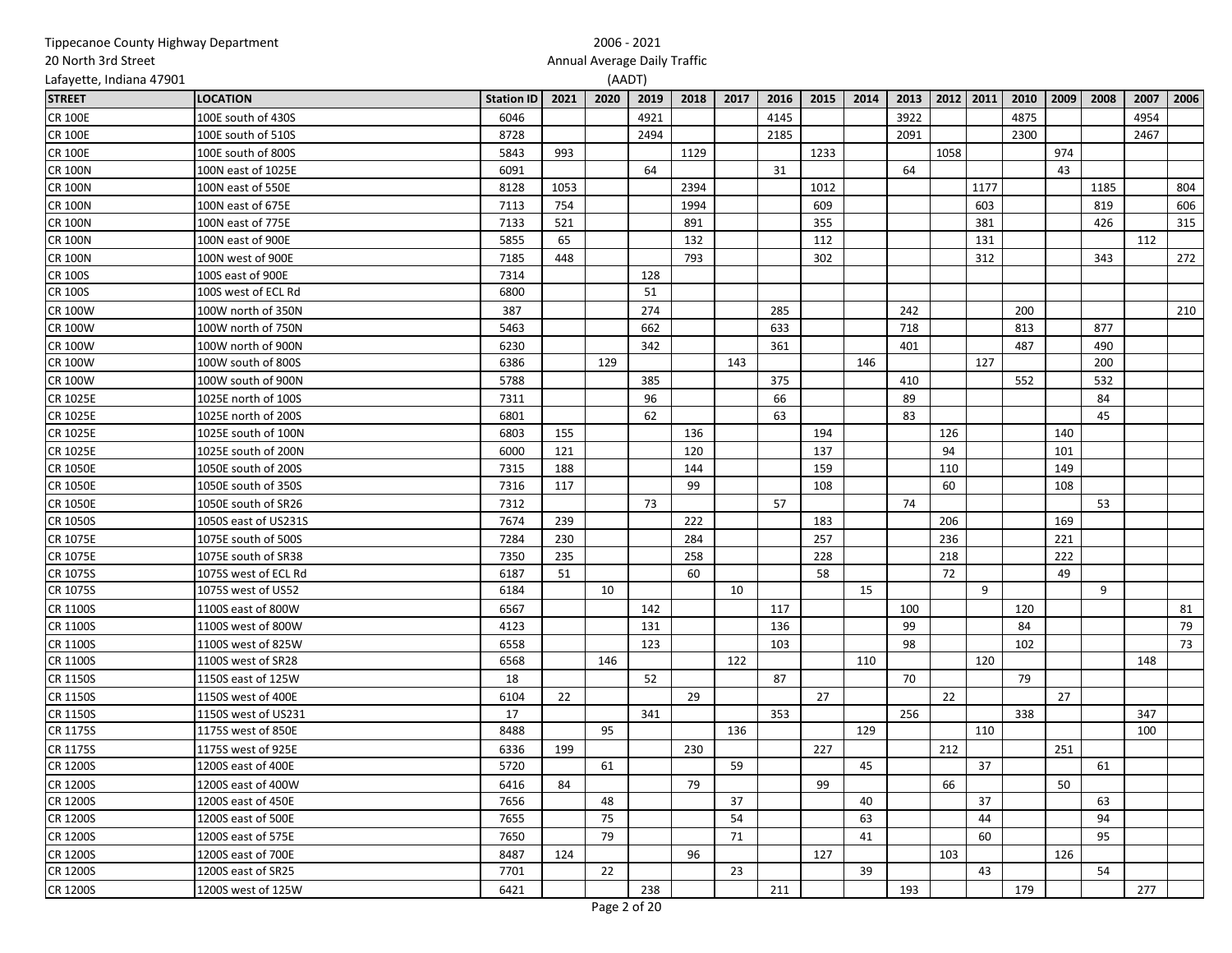Tippecanoe County Highway Department
20 North 3rd Street
Lafayette, Indiana 47901

2006 - 2021
Annual Average Daily Traffic
(AADT)

| STREET | LOCATION | Station ID | 2021 | 2020 | 2019 | 2018 | 2017 | 2016 | 2015 | 2014 | 2013 | 2012 | 2011 | 2010 | 2009 | 2008 | 2007 | 2006 |
|---|---|---|---|---|---|---|---|---|---|---|---|---|---|---|---|---|---|---|
| CR 100E | 100E south of 430S | 6046 | | | 4921 | | | 4145 | | | 3922 | | | 4875 | | | 4954 | |
| CR 100E | 100E south of 510S | 8728 | | | 2494 | | | 2185 | | | 2091 | | | 2300 | | | 2467 | |
| CR 100E | 100E south of 800S | 5843 | 993 | | | 1129 | | | 1233 | | | 1058 | | | 974 | | | |
| CR 100N | 100N east of 1025E | 6091 | | | 64 | | | 31 | | | 64 | | | | 43 | | | |
| CR 100N | 100N east of 550E | 8128 | 1053 | | | 2394 | | | 1012 | | | | 1177 | | | 1185 | | 804 |
| CR 100N | 100N east of 675E | 7113 | 754 | | | 1994 | | | 609 | | | | 603 | | | 819 | | 606 |
| CR 100N | 100N east of 775E | 7133 | 521 | | | 891 | | | 355 | | | | 381 | | | 426 | | 315 |
| CR 100N | 100N east of 900E | 5855 | 65 | | | 132 | | | 112 | | | | 131 | | | | 112 | |
| CR 100N | 100N west of 900E | 7185 | 448 | | | 793 | | | 302 | | | | 312 | | | 343 | | 272 |
| CR 100S | 100S east of 900E | 7314 | | | 128 | | | | | | | | | | | | | |
| CR 100S | 100S west of ECL Rd | 6800 | | | 51 | | | | | | | | | | | | | |
| CR 100W | 100W north of 350N | 387 | | | 274 | | | 285 | | | 242 | | | 200 | | | | 210 |
| CR 100W | 100W north of 750N | 5463 | | | 662 | | | 633 | | | 718 | | | 813 | | 877 | | |
| CR 100W | 100W north of 900N | 6230 | | | 342 | | | 361 | | | 401 | | | 487 | | 490 | | |
| CR 100W | 100W south of 800S | 6386 | | 129 | | | 143 | | | 146 | | | 127 | | | 200 | | |
| CR 100W | 100W south of 900N | 5788 | | | 385 | | | 375 | | | 410 | | | 552 | | 532 | | |
| CR 1025E | 1025E north of 100S | 7311 | | | 96 | | | 66 | | | 89 | | | | | 84 | | |
| CR 1025E | 1025E north of 200S | 6801 | | | 62 | | | 63 | | | 83 | | | | | 45 | | |
| CR 1025E | 1025E south of 100N | 6803 | 155 | | | 136 | | | 194 | | | 126 | | | 140 | | | |
| CR 1025E | 1025E south of 200N | 6000 | 121 | | | 120 | | | 137 | | | 94 | | | 101 | | | |
| CR 1050E | 1050E south of 200S | 7315 | 188 | | | 144 | | | 159 | | | 110 | | | 149 | | | |
| CR 1050E | 1050E south of 350S | 7316 | 117 | | | 99 | | | 108 | | | 60 | | | 108 | | | |
| CR 1050E | 1050E south of SR26 | 7312 | | | 73 | | | 57 | | | 74 | | | | | 53 | | |
| CR 1050S | 1050S east of US231S | 7674 | 239 | | | 222 | | | 183 | | | 206 | | | 169 | | | |
| CR 1075E | 1075E south of 500S | 7284 | 230 | | | 284 | | | 257 | | | 236 | | | 221 | | | |
| CR 1075E | 1075E south of SR38 | 7350 | 235 | | | 258 | | | 228 | | | 218 | | | 222 | | | |
| CR 1075S | 1075S west of ECL Rd | 6187 | 51 | | | 60 | | | 58 | | | 72 | | | 49 | | | |
| CR 1075S | 1075S west of US52 | 6184 | | 10 | | | 10 | | | 15 | | | 9 | | | 9 | | |
| CR 1100S | 1100S east of 800W | 6567 | | | 142 | | | 117 | | | 100 | | | 120 | | | | 81 |
| CR 1100S | 1100S west of 800W | 4123 | | | 131 | | | 136 | | | 99 | | | 84 | | | | 79 |
| CR 1100S | 1100S west of 825W | 6558 | | | 123 | | | 103 | | | 98 | | | 102 | | | | 73 |
| CR 1100S | 1100S west of SR28 | 6568 | | 146 | | | 122 | | | 110 | | | 120 | | | | 148 | |
| CR 1150S | 1150S east of 125W | 18 | | | 52 | | | 87 | | | 70 | | | 79 | | | | |
| CR 1150S | 1150S west of 400E | 6104 | 22 | | | 29 | | | 27 | | | 22 | | | 27 | | | |
| CR 1150S | 1150S west of US231 | 17 | | | 341 | | | 353 | | | 256 | | | 338 | | | 347 | |
| CR 1175S | 1175S west of 850E | 8488 | | 95 | | | 136 | | | 129 | | | 110 | | | | 100 | |
| CR 1175S | 1175S west of 925E | 6336 | 199 | | | 230 | | | 227 | | | 212 | | | 251 | | | |
| CR 1200S | 1200S east of 400E | 5720 | | 61 | | | 59 | | | 45 | | | 37 | | | 61 | | |
| CR 1200S | 1200S east of 400W | 6416 | 84 | | | 79 | | | 99 | | | 66 | | | 50 | | | |
| CR 1200S | 1200S east of 450E | 7656 | | 48 | | | 37 | | | 40 | | | 37 | | | 63 | | |
| CR 1200S | 1200S east of 500E | 7655 | | 75 | | | 54 | | | 63 | | | 44 | | | 94 | | |
| CR 1200S | 1200S east of 575E | 7650 | | 79 | | | 71 | | | 41 | | | 60 | | | 95 | | |
| CR 1200S | 1200S east of 700E | 8487 | 124 | | | 96 | | | 127 | | | 103 | | | 126 | | | |
| CR 1200S | 1200S east of SR25 | 7701 | | 22 | | | 23 | | | 39 | | | 43 | | | 54 | | |
| CR 1200S | 1200S west of 125W | 6421 | | | 238 | | | 211 | | | 193 | | | 179 | | | 277 | |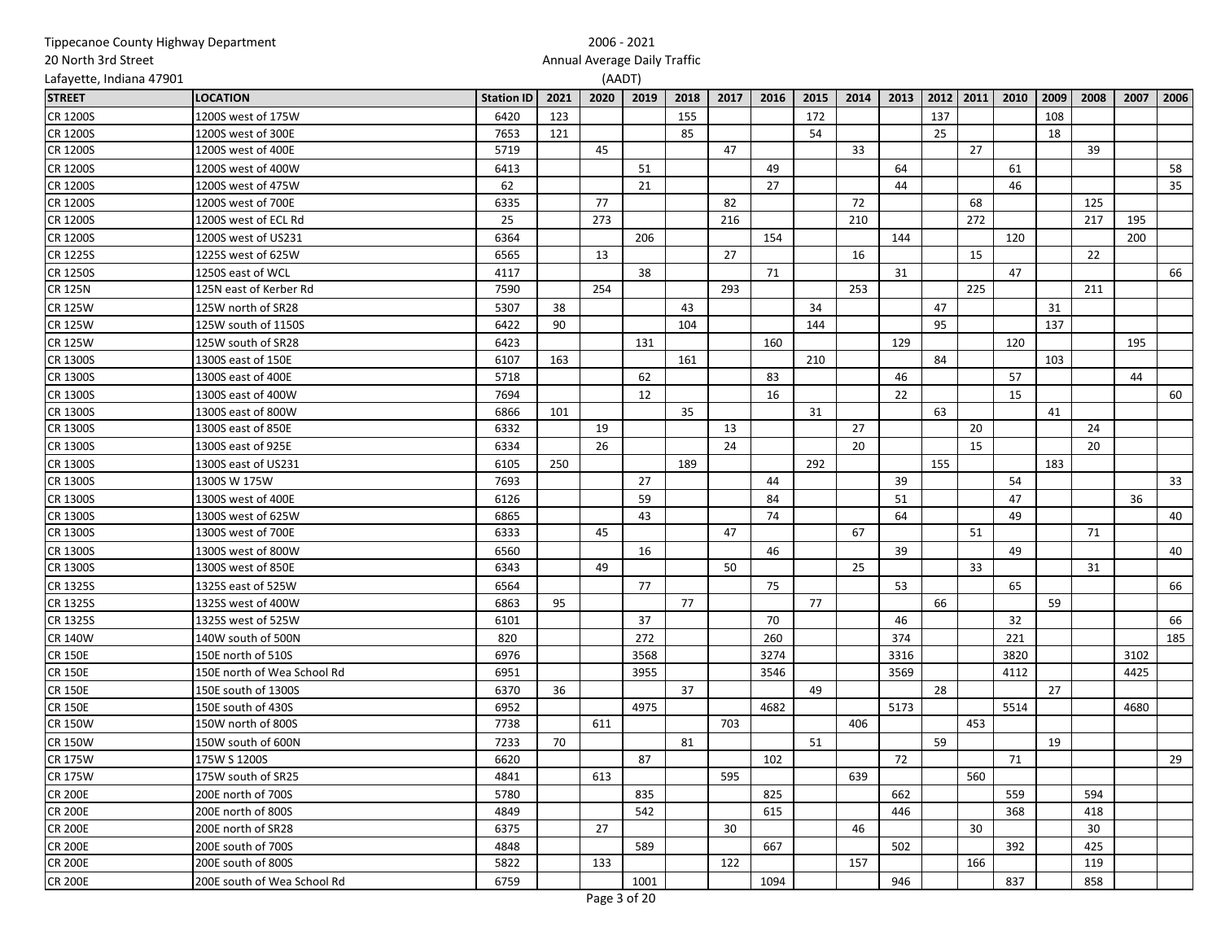Tippecanoe County Highway Department
20 North 3rd Street
Lafayette, Indiana 47901

2006 - 2021
Annual Average Daily Traffic
(AADT)

| STREET | LOCATION | Station ID | 2021 | 2020 | 2019 | 2018 | 2017 | 2016 | 2015 | 2014 | 2013 | 2012 | 2011 | 2010 | 2009 | 2008 | 2007 | 2006 |
|---|---|---|---|---|---|---|---|---|---|---|---|---|---|---|---|---|---|---|
| CR 1200S | 1200S west of 175W | 6420 | 123 | | | 155 | | | 172 | | | 137 | | | 108 | | | |
| CR 1200S | 1200S west of 300E | 7653 | 121 | | | 85 | | | 54 | | | 25 | | | 18 | | | |
| CR 1200S | 1200S west of 400E | 5719 | | 45 | | | 47 | | | 33 | | | 27 | | | 39 | | |
| CR 1200S | 1200S west of 400W | 6413 | | | 51 | | | 49 | | | 64 | | | 61 | | | | 58 |
| CR 1200S | 1200S west of 475W | 62 | | | 21 | | | 27 | | | 44 | | | 46 | | | | 35 |
| CR 1200S | 1200S west of 700E | 6335 | | 77 | | | 82 | | | 72 | | | 68 | | | 125 | | |
| CR 1200S | 1200S west of ECL Rd | 25 | | 273 | | | 216 | | | 210 | | | 272 | | | 217 | 195 | |
| CR 1200S | 1200S west of US231 | 6364 | | | 206 | | | 154 | | | 144 | | | 120 | | | 200 | |
| CR 1225S | 1225S west of 625W | 6565 | | 13 | | | 27 | | | 16 | | | 15 | | | 22 | | |
| CR 1250S | 1250S east of WCL | 4117 | | | 38 | | | 71 | | | 31 | | | 47 | | | | 66 |
| CR 125N | 125N east of Kerber Rd | 7590 | | 254 | | | 293 | | | 253 | | | 225 | | | 211 | | |
| CR 125W | 125W north of SR28 | 5307 | 38 | | | 43 | | | 34 | | | 47 | | | 31 | | | |
| CR 125W | 125W south of 1150S | 6422 | 90 | | | 104 | | | 144 | | | 95 | | | 137 | | | |
| CR 125W | 125W south of SR28 | 6423 | | | 131 | | | 160 | | | 129 | | | 120 | | | 195 | |
| CR 1300S | 1300S east of 150E | 6107 | 163 | | | 161 | | | 210 | | | 84 | | | 103 | | | |
| CR 1300S | 1300S east of 400E | 5718 | | | 62 | | | 83 | | | 46 | | | 57 | | | 44 | |
| CR 1300S | 1300S east of 400W | 7694 | | | 12 | | | 16 | | | 22 | | | 15 | | | | 60 |
| CR 1300S | 1300S east of 800W | 6866 | 101 | | | 35 | | | 31 | | | 63 | | | 41 | | | |
| CR 1300S | 1300S east of 850E | 6332 | | 19 | | | 13 | | | 27 | | | 20 | | | 24 | | |
| CR 1300S | 1300S east of 925E | 6334 | | 26 | | | 24 | | | 20 | | | 15 | | | 20 | | |
| CR 1300S | 1300S east of US231 | 6105 | 250 | | | 189 | | | 292 | | | 155 | | | 183 | | | |
| CR 1300S | 1300S W 175W | 7693 | | | 27 | | | 44 | | | 39 | | | 54 | | | | 33 |
| CR 1300S | 1300S west of 400E | 6126 | | | 59 | | | 84 | | | 51 | | | 47 | | | 36 | |
| CR 1300S | 1300S west of 625W | 6865 | | | 43 | | | 74 | | | 64 | | | 49 | | | | 40 |
| CR 1300S | 1300S west of 700E | 6333 | | 45 | | | 47 | | | 67 | | | 51 | | | 71 | | |
| CR 1300S | 1300S west of 800W | 6560 | | | 16 | | | 46 | | | 39 | | | 49 | | | | 40 |
| CR 1300S | 1300S west of 850E | 6343 | | 49 | | | 50 | | | 25 | | | 33 | | | 31 | | |
| CR 1325S | 1325S east of 525W | 6564 | | | 77 | | | 75 | | | 53 | | | 65 | | | | 66 |
| CR 1325S | 1325S west of 400W | 6863 | 95 | | | 77 | | | 77 | | | 66 | | | 59 | | | |
| CR 1325S | 1325S west of 525W | 6101 | | | 37 | | | 70 | | | 46 | | | 32 | | | | 66 |
| CR 140W | 140W south of 500N | 820 | | | 272 | | | 260 | | | 374 | | | 221 | | | | 185 |
| CR 150E | 150E north of 510S | 6976 | | | 3568 | | | 3274 | | | 3316 | | | 3820 | | | 3102 | |
| CR 150E | 150E north of Wea School Rd | 6951 | | | 3955 | | | 3546 | | | 3569 | | | 4112 | | | 4425 | |
| CR 150E | 150E south of 1300S | 6370 | 36 | | | 37 | | | 49 | | | 28 | | | 27 | | | |
| CR 150E | 150E south of 430S | 6952 | | | 4975 | | | 4682 | | | 5173 | | | 5514 | | | 4680 | |
| CR 150W | 150W north of 800S | 7738 | | 611 | | | 703 | | | 406 | | | 453 | | | | | |
| CR 150W | 150W south of 600N | 7233 | 70 | | | 81 | | | 51 | | | 59 | | | 19 | | | |
| CR 175W | 175W S 1200S | 6620 | | | 87 | | | 102 | | | 72 | | | 71 | | | | 29 |
| CR 175W | 175W south of SR25 | 4841 | | 613 | | | 595 | | | 639 | | | 560 | | | | | |
| CR 200E | 200E north of 700S | 5780 | | | 835 | | | 825 | | | 662 | | | 559 | | 594 | | |
| CR 200E | 200E north of 800S | 4849 | | | 542 | | | 615 | | | 446 | | | 368 | | 418 | | |
| CR 200E | 200E north of SR28 | 6375 | | 27 | | | 30 | | | 46 | | | 30 | | | 30 | | |
| CR 200E | 200E south of 700S | 4848 | | | 589 | | | 667 | | | 502 | | | 392 | | 425 | | |
| CR 200E | 200E south of 800S | 5822 | | 133 | | | 122 | | | 157 | | | 166 | | | 119 | | |
| CR 200E | 200E south of Wea School Rd | 6759 | | | 1001 | | | 1094 | | | 946 | | | 837 | | 858 | | |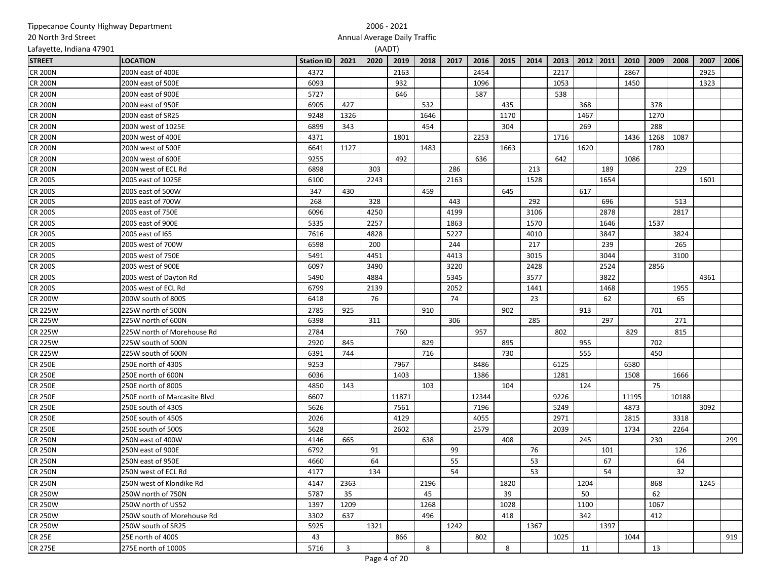Tippecanoe County Highway Department
20 North 3rd Street
Lafayette, Indiana 47901

2006 - 2021
Annual Average Daily Traffic
(AADT)

| STREET | LOCATION | Station ID | 2021 | 2020 | 2019 | 2018 | 2017 | 2016 | 2015 | 2014 | 2013 | 2012 | 2011 | 2010 | 2009 | 2008 | 2007 | 2006 |
|---|---|---|---|---|---|---|---|---|---|---|---|---|---|---|---|---|---|---|
| CR 200N | 200N east of 400E | 4372 | | | 2163 | | | 2454 | | | 2217 | | | 2867 | | | 2925 | |
| CR 200N | 200N east of 500E | 6093 | | | 932 | | | 1096 | | | 1053 | | | 1450 | | | 1323 | |
| CR 200N | 200N east of 900E | 5727 | | | 646 | | | 587 | | | 538 | | | | | | | |
| CR 200N | 200N east of 950E | 6905 | 427 | | | 532 | | | 435 | | | 368 | | | 378 | | | |
| CR 200N | 200N east of SR25 | 9248 | 1326 | | | 1646 | | | 1170 | | | 1467 | | | 1270 | | | |
| CR 200N | 200N west of 1025E | 6899 | 343 | | | 454 | | | 304 | | | 269 | | | 288 | | | |
| CR 200N | 200N west of 400E | 4371 | | | 1801 | | | 2253 | | | 1716 | | | 1436 | 1268 | 1087 | | |
| CR 200N | 200N west of 500E | 6641 | 1127 | | | 1483 | | | 1663 | | | 1620 | | | 1780 | | | |
| CR 200N | 200N west of 600E | 9255 | | | 492 | | | 636 | | | 642 | | | 1086 | | | | |
| CR 200N | 200N west of ECL Rd | 6898 | | 303 | | | 286 | | | 213 | | | 189 | | | 229 | | |
| CR 200S | 200S east of 1025E | 6100 | | 2243 | | | 2163 | | | 1528 | | | 1654 | | | | 1601 | |
| CR 200S | 200S east of 500W | 347 | 430 | | | 459 | | | 645 | | | 617 | | | | | | |
| CR 200S | 200S east of 700W | 268 | | 328 | | | 443 | | | 292 | | | 696 | | | 513 | | |
| CR 200S | 200S east of 750E | 6096 | | 4250 | | | 4199 | | | 3106 | | | 2878 | | | 2817 | | |
| CR 200S | 200S east of 900E | 5335 | | 2257 | | | 1863 | | | 1570 | | | 1646 | | 1537 | | | |
| CR 200S | 200S east of I65 | 7616 | | 4828 | | | 5227 | | | 4010 | | | 3847 | | | 3824 | | |
| CR 200S | 200S west of 700W | 6598 | | 200 | | | 244 | | | 217 | | | 239 | | | 265 | | |
| CR 200S | 200S west of 750E | 5491 | | 4451 | | | 4413 | | | 3015 | | | 3044 | | | 3100 | | |
| CR 200S | 200S west of 900E | 6097 | | 3490 | | | 3220 | | | 2428 | | | 2524 | | 2856 | | | |
| CR 200S | 200S west of Dayton Rd | 5490 | | 4884 | | | 5345 | | | 3577 | | | 3822 | | | | 4361 | |
| CR 200S | 200S west of ECL Rd | 6799 | | 2139 | | | 2052 | | | 1441 | | | 1468 | | | 1955 | | |
| CR 200W | 200W south of 800S | 6418 | | 76 | | | 74 | | | 23 | | | 62 | | | 65 | | |
| CR 225W | 225W north of 500N | 2785 | 925 | | | 910 | | | 902 | | | 913 | | | 701 | | | |
| CR 225W | 225W north of 600N | 6398 | | 311 | | | 306 | | | 285 | | | 297 | | | 271 | | |
| CR 225W | 225W north of Morehouse Rd | 2784 | | | 760 | | | 957 | | | 802 | | | 829 | | 815 | | |
| CR 225W | 225W south of 500N | 2920 | 845 | | | 829 | | | 895 | | | 955 | | | 702 | | | |
| CR 225W | 225W south of 600N | 6391 | 744 | | | 716 | | | 730 | | | 555 | | | 450 | | | |
| CR 250E | 250E north of 430S | 9253 | | | 7967 | | | 8486 | | | 6125 | | | 6580 | | | | |
| CR 250E | 250E north of 600N | 6036 | | | 1403 | | | 1386 | | | 1281 | | | 1508 | | 1666 | | |
| CR 250E | 250E north of 800S | 4850 | 143 | | | 103 | | | 104 | | | 124 | | | 75 | | | |
| CR 250E | 250E north of Marcasite Blvd | 6607 | | | 11871 | | | 12344 | | | 9226 | | | 11195 | | 10188 | | |
| CR 250E | 250E south of 430S | 5626 | | | 7561 | | | 7196 | | | 5249 | | | 4873 | | | 3092 | |
| CR 250E | 250E south of 450S | 2026 | | | 4129 | | | 4055 | | | 2971 | | | 2815 | | 3318 | | |
| CR 250E | 250E south of 500S | 5628 | | | 2602 | | | 2579 | | | 2039 | | | 1734 | | 2264 | | |
| CR 250N | 250N east of 400W | 4146 | 665 | | | 638 | | | 408 | | | 245 | | | 230 | | | 299 |
| CR 250N | 250N east of 900E | 6792 | | 91 | | | 99 | | | 76 | | | 101 | | | 126 | | |
| CR 250N | 250N east of 950E | 4660 | | 64 | | | 55 | | | 53 | | | 67 | | | 64 | | |
| CR 250N | 250N west of ECL Rd | 4177 | | 134 | | | 54 | | | 53 | | | 54 | | | 32 | | |
| CR 250N | 250N west of Klondike Rd | 4147 | 2363 | | | 2196 | | | 1820 | | | 1204 | | | 868 | | 1245 | |
| CR 250W | 250W north of 750N | 5787 | 35 | | | 45 | | | 39 | | | 50 | | | 62 | | | |
| CR 250W | 250W north of US52 | 1397 | 1209 | | | 1268 | | | 1028 | | | 1100 | | | 1067 | | | |
| CR 250W | 250W south of Morehouse Rd | 3302 | 637 | | | 496 | | | 418 | | | 342 | | | 412 | | | |
| CR 250W | 250W south of SR25 | 5925 | | 1321 | | | 1242 | | | 1367 | | | 1397 | | | | | |
| CR 25E | 25E north of 400S | 43 | | | 866 | | | 802 | | | 1025 | | | 1044 | | | | 919 |
| CR 275E | 275E north of 1000S | 5716 | 3 | | | 8 | | | 8 | | | 11 | | | 13 | | | |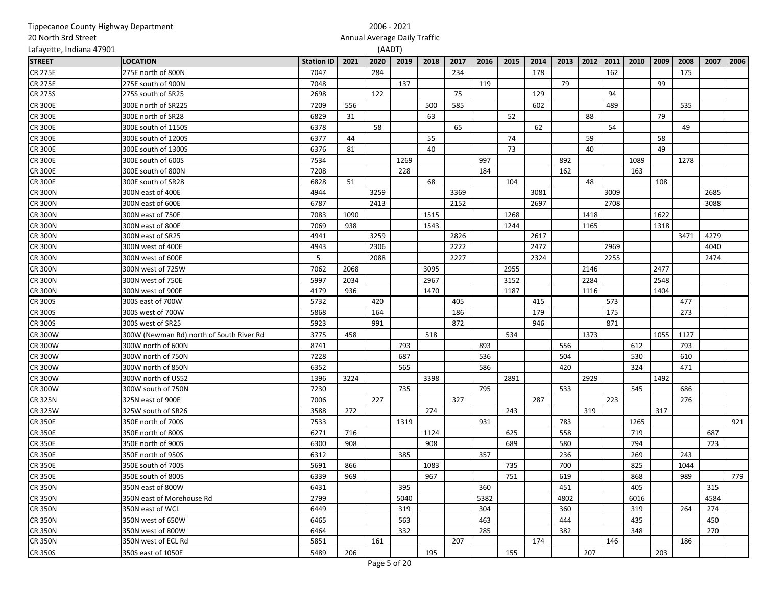| STREET | LOCATION | Station ID | 2021 | 2020 | 2019 | 2018 | 2017 | 2016 | 2015 | 2014 | 2013 | 2012 | 2011 | 2010 | 2009 | 2008 | 2007 | 2006 |
|---|---|---|---|---|---|---|---|---|---|---|---|---|---|---|---|---|---|---|
| CR 275E | 275E north of 800N | 7047 | | 284 | | | 234 | | | 178 | | | 162 | | | 175 | | |
| CR 275E | 275E south of 900N | 7048 | | | 137 | | | 119 | | | 79 | | | | 99 | | | |
| CR 275S | 275S south of SR25 | 2698 | | 122 | | | 75 | | | 129 | | | 94 | | | | | |
| CR 300E | 300E north of SR225 | 7209 | 556 | | | 500 | 585 | | | 602 | | | 489 | | | 535 | | |
| CR 300E | 300E north of SR28 | 6829 | 31 | | | 63 | | | 52 | | | 88 | | | 79 | | | |
| CR 300E | 300E south of 1150S | 6378 | | 58 | | | 65 | | | 62 | | | 54 | | | 49 | | |
| CR 300E | 300E south of 1200S | 6377 | 44 | | | 55 | | | 74 | | | 59 | | | 58 | | | |
| CR 300E | 300E south of 1300S | 6376 | 81 | | | 40 | | | 73 | | | 40 | | | 49 | | | |
| CR 300E | 300E south of 600S | 7534 | | | 1269 | | | 997 | | | 892 | | | 1089 | | 1278 | | |
| CR 300E | 300E south of 800N | 7208 | | | 228 | | | 184 | | | 162 | | | 163 | | | | |
| CR 300E | 300E south of SR28 | 6828 | 51 | | | 68 | | | 104 | | | 48 | | | 108 | | | |
| CR 300N | 300N east of 400E | 4944 | | 3259 | | | 3369 | | | 3081 | | | 3009 | | | | 2685 | |
| CR 300N | 300N east of 600E | 6787 | | 2413 | | | 2152 | | | 2697 | | | 2708 | | | | 3088 | |
| CR 300N | 300N east of 750E | 7083 | 1090 | | | 1515 | | | 1268 | | | 1418 | | | 1622 | | | |
| CR 300N | 300N east of 800E | 7069 | 938 | | | 1543 | | | 1244 | | | 1165 | | | 1318 | | | |
| CR 300N | 300N east of SR25 | 4941 | | 3259 | | | 2826 | | | 2617 | | | | | | 3471 | 4279 | |
| CR 300N | 300N west of 400E | 4943 | | 2306 | | | 2222 | | | 2472 | | | 2969 | | | | 4040 | |
| CR 300N | 300N west of 600E | 5 | | 2088 | | | 2227 | | | 2324 | | | 2255 | | | | 2474 | |
| CR 300N | 300N west of 725W | 7062 | 2068 | | | 3095 | | | 2955 | | | 2146 | | | 2477 | | | |
| CR 300N | 300N west of 750E | 5997 | 2034 | | | 2967 | | | 3152 | | | 2284 | | | 2548 | | | |
| CR 300N | 300N west of 900E | 4179 | 936 | | | 1470 | | | 1187 | | | 1116 | | | 1404 | | | |
| CR 300S | 300S east of 700W | 5732 | | 420 | | | 405 | | | 415 | | | 573 | | | 477 | | |
| CR 300S | 300S west of 700W | 5868 | | 164 | | | 186 | | | 179 | | | 175 | | | 273 | | |
| CR 300S | 300S west of SR25 | 5923 | | 991 | | | 872 | | | 946 | | | 871 | | | | | |
| CR 300W | 300W (Newman Rd) north of South River Rd | 3775 | 458 | | | 518 | | | 534 | | | 1373 | | | 1055 | 1127 | | |
| CR 300W | 300W north of 600N | 8741 | | | 793 | | | 893 | | | 556 | | | 612 | | 793 | | |
| CR 300W | 300W north of 750N | 7228 | | | 687 | | | 536 | | | 504 | | | 530 | | 610 | | |
| CR 300W | 300W north of 850N | 6352 | | | 565 | | | 586 | | | 420 | | | 324 | | 471 | | |
| CR 300W | 300W north of US52 | 1396 | 3224 | | | 3398 | | | 2891 | | | 2929 | | | 1492 | | | |
| CR 300W | 300W south of 750N | 7230 | | | 735 | | | 795 | | | 533 | | | 545 | | 686 | | |
| CR 325N | 325N east of 900E | 7006 | | 227 | | | 327 | | | 287 | | | 223 | | | 276 | | |
| CR 325W | 325W south of SR26 | 3588 | 272 | | | 274 | | | 243 | | | 319 | | | 317 | | | |
| CR 350E | 350E north of 700S | 7533 | | | 1319 | | | 931 | | | 783 | | | 1265 | | | | 921 |
| CR 350E | 350E north of 800S | 6271 | 716 | | | 1124 | | | 625 | | 558 | | | 719 | | | 687 | |
| CR 350E | 350E north of 900S | 6300 | 908 | | | 908 | | | 689 | | 580 | | | 794 | | | 723 | |
| CR 350E | 350E north of 950S | 6312 | | | 385 | | | 357 | | | 236 | | | 269 | | 243 | | |
| CR 350E | 350E south of 700S | 5691 | 866 | | | 1083 | | | 735 | | 700 | | | 825 | | 1044 | | |
| CR 350E | 350E south of 800S | 6339 | 969 | | | 967 | | | 751 | | 619 | | | 868 | | 989 | | 779 |
| CR 350N | 350N east of 800W | 6431 | | | 395 | | | 360 | | | 451 | | | 405 | | | 315 | |
| CR 350N | 350N east of Morehouse Rd | 2799 | | | 5040 | | | 5382 | | | 4802 | | | 6016 | | | 4584 | |
| CR 350N | 350N east of WCL | 6449 | | | 319 | | | 304 | | | 360 | | | 319 | | 264 | 274 | |
| CR 350N | 350N west of 650W | 6465 | | | 563 | | | 463 | | | 444 | | | 435 | | | 450 | |
| CR 350N | 350N west of 800W | 6464 | | | 332 | | | 285 | | | 382 | | | 348 | | | 270 | |
| CR 350N | 350N west of ECL Rd | 5851 | | 161 | | | 207 | | | 174 | | | 146 | | | 186 | | |
| CR 350S | 350S east of 1050E | 5489 | 206 | | | 195 | | | 155 | | | 207 | | | 203 | | | |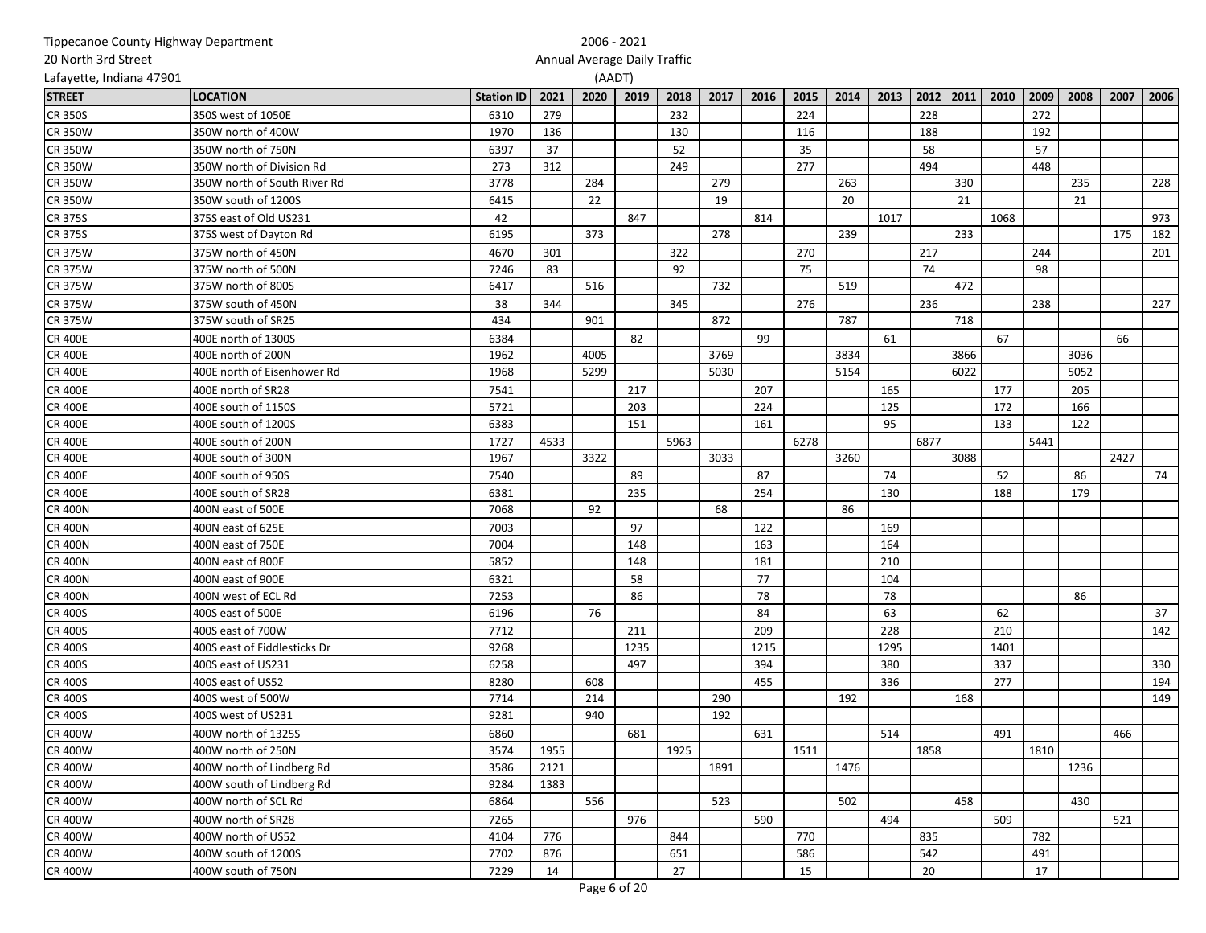Tippecanoe County Highway Department
20 North 3rd Street
Lafayette, Indiana 47901

2006 - 2021
Annual Average Daily Traffic
(AADT)

| STREET | LOCATION | Station ID | 2021 | 2020 | 2019 | 2018 | 2017 | 2016 | 2015 | 2014 | 2013 | 2012 | 2011 | 2010 | 2009 | 2008 | 2007 | 2006 |
|---|---|---|---|---|---|---|---|---|---|---|---|---|---|---|---|---|---|---|
| CR 350S | 350S west of 1050E | 6310 | 279 | | | 232 | | | 224 | | | 228 | | | 272 | | | |
| CR 350W | 350W north of 400W | 1970 | 136 | | | 130 | | | 116 | | | 188 | | | 192 | | | |
| CR 350W | 350W north of 750N | 6397 | 37 | | | 52 | | | 35 | | | 58 | | | 57 | | | |
| CR 350W | 350W north of Division Rd | 273 | 312 | | | 249 | | | 277 | | | 494 | | | 448 | | | |
| CR 350W | 350W north of South River Rd | 3778 | | 284 | | | 279 | | | 263 | | | 330 | | | 235 | | 228 |
| CR 350W | 350W south of 1200S | 6415 | | 22 | | | 19 | | | 20 | | | 21 | | | 21 | | |
| CR 375S | 375S east of Old US231 | 42 | | | 847 | | | 814 | | | 1017 | | | 1068 | | | | 973 |
| CR 375S | 375S west of Dayton Rd | 6195 | | 373 | | | 278 | | | 239 | | | 233 | | | | 175 | 182 |
| CR 375W | 375W north of 450N | 4670 | 301 | | | 322 | | | 270 | | | 217 | | | 244 | | | 201 |
| CR 375W | 375W north of 500N | 7246 | 83 | | | 92 | | | 75 | | | 74 | | | 98 | | | |
| CR 375W | 375W north of 800S | 6417 | | 516 | | | 732 | | | 519 | | | 472 | | | | | |
| CR 375W | 375W south of 450N | 38 | 344 | | | 345 | | | 276 | | | 236 | | | 238 | | | 227 |
| CR 375W | 375W south of SR25 | 434 | | 901 | | | 872 | | | 787 | | | 718 | | | | | |
| CR 400E | 400E north of 1300S | 6384 | | | 82 | | | 99 | | | 61 | | | 67 | | | 66 | |
| CR 400E | 400E north of 200N | 1962 | | 4005 | | | 3769 | | | 3834 | | | 3866 | | | 3036 | | |
| CR 400E | 400E north of Eisenhower Rd | 1968 | | 5299 | | | 5030 | | | 5154 | | | 6022 | | | 5052 | | |
| CR 400E | 400E north of SR28 | 7541 | | | 217 | | | 207 | | | 165 | | | 177 | | 205 | | |
| CR 400E | 400E south of 1150S | 5721 | | | 203 | | | 224 | | | 125 | | | 172 | | 166 | | |
| CR 400E | 400E south of 1200S | 6383 | | | 151 | | | 161 | | | 95 | | | 133 | | 122 | | |
| CR 400E | 400E south of 200N | 1727 | 4533 | | | 5963 | | | 6278 | | | 6877 | | | 5441 | | | |
| CR 400E | 400E south of 300N | 1967 | | 3322 | | | 3033 | | | 3260 | | | 3088 | | | | 2427 | |
| CR 400E | 400E south of 950S | 7540 | | | 89 | | | 87 | | | 74 | | | 52 | | 86 | | 74 |
| CR 400E | 400E south of SR28 | 6381 | | | 235 | | | 254 | | | 130 | | | 188 | | 179 | | |
| CR 400N | 400N east of 500E | 7068 | | 92 | | | 68 | | | 86 | | | | | | | | |
| CR 400N | 400N east of 625E | 7003 | | | 97 | | | 122 | | | 169 | | | | | | | |
| CR 400N | 400N east of 750E | 7004 | | | 148 | | | 163 | | | 164 | | | | | | | |
| CR 400N | 400N east of 800E | 5852 | | | 148 | | | 181 | | | 210 | | | | | | | |
| CR 400N | 400N east of 900E | 6321 | | | 58 | | | 77 | | | 104 | | | | | | | |
| CR 400N | 400N west of ECL Rd | 7253 | | | 86 | | | 78 | | | 78 | | | | | 86 | | |
| CR 400S | 400S east of 500E | 6196 | | 76 | | | | 84 | | | 63 | | | 62 | | | | 37 |
| CR 400S | 400S east of 700W | 7712 | | | 211 | | | 209 | | | 228 | | | 210 | | | | 142 |
| CR 400S | 400S east of Fiddlesticks Dr | 9268 | | | 1235 | | | 1215 | | | 1295 | | | 1401 | | | | |
| CR 400S | 400S east of US231 | 6258 | | | 497 | | | 394 | | | 380 | | | 337 | | | | 330 |
| CR 400S | 400S east of US52 | 8280 | | 608 | | | | 455 | | | 336 | | | 277 | | | | 194 |
| CR 400S | 400S west of 500W | 7714 | | 214 | | | 290 | | | 192 | | | 168 | | | | | 149 |
| CR 400S | 400S west of US231 | 9281 | | 940 | | | 192 | | | | | | | | | | | |
| CR 400W | 400W north of 1325S | 6860 | | | 681 | | | 631 | | | 514 | | | 491 | | | 466 | |
| CR 400W | 400W north of 250N | 3574 | 1955 | | | 1925 | | | 1511 | | | 1858 | | | 1810 | | | |
| CR 400W | 400W north of Lindberg Rd | 3586 | 2121 | | | | 1891 | | | 1476 | | | | | | 1236 | | |
| CR 400W | 400W south of Lindberg Rd | 9284 | 1383 | | | | | | | | | | | | | | | |
| CR 400W | 400W north of SCL Rd | 6864 | | 556 | | | 523 | | | 502 | | | 458 | | | 430 | | |
| CR 400W | 400W north of SR28 | 7265 | | | 976 | | | 590 | | | 494 | | | 509 | | | 521 | |
| CR 400W | 400W north of US52 | 4104 | 776 | | | 844 | | | 770 | | | 835 | | | 782 | | | |
| CR 400W | 400W south of 1200S | 7702 | 876 | | | 651 | | | 586 | | | 542 | | | 491 | | | |
| CR 400W | 400W south of 750N | 7229 | 14 | | | 27 | | | 15 | | | 20 | | | 17 | | | |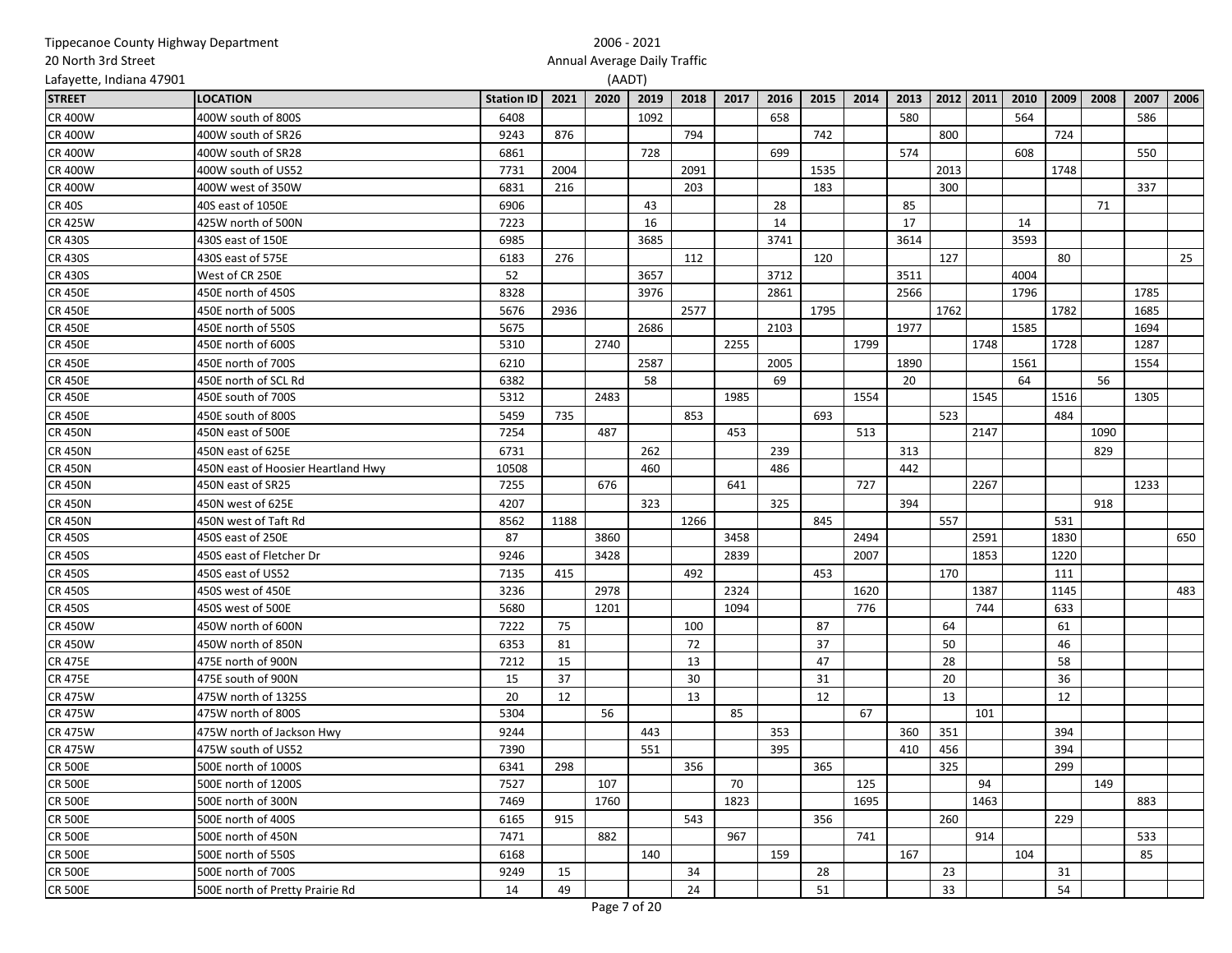Tippecanoe County Highway Department
20 North 3rd Street
Lafayette, Indiana 47901

2006 - 2021
Annual Average Daily Traffic
(AADT)

| STREET | LOCATION | Station ID | 2021 | 2020 | 2019 | 2018 | 2017 | 2016 | 2015 | 2014 | 2013 | 2012 | 2011 | 2010 | 2009 | 2008 | 2007 | 2006 |
|---|---|---|---|---|---|---|---|---|---|---|---|---|---|---|---|---|---|---|
| CR 400W | 400W south of 800S | 6408 | | | 1092 | | | 658 | | | 580 | | | 564 | | | 586 | |
| CR 400W | 400W south of SR26 | 9243 | 876 | | | 794 | | | 742 | | | 800 | | | 724 | | | |
| CR 400W | 400W south of SR28 | 6861 | | | 728 | | | 699 | | | 574 | | | 608 | | | 550 | |
| CR 400W | 400W south of US52 | 7731 | 2004 | | | 2091 | | | 1535 | | | 2013 | | | 1748 | | | |
| CR 400W | 400W west of 350W | 6831 | 216 | | | 203 | | | 183 | | | 300 | | | | | 337 | |
| CR 40S | 40S east of 1050E | 6906 | | | 43 | | | 28 | | | 85 | | | | | 71 | | |
| CR 425W | 425W north of 500N | 7223 | | | 16 | | | 14 | | | 17 | | | 14 | | | | |
| CR 430S | 430S east of 150E | 6985 | | | 3685 | | | 3741 | | | 3614 | | | 3593 | | | | |
| CR 430S | 430S east of 575E | 6183 | 276 | | | 112 | | | 120 | | | 127 | | | 80 | | | 25 |
| CR 430S | West of CR 250E | 52 | | | 3657 | | | 3712 | | | 3511 | | | 4004 | | | | |
| CR 450E | 450E north of 450S | 8328 | | | 3976 | | | 2861 | | | 2566 | | | 1796 | | | 1785 | |
| CR 450E | 450E north of 500S | 5676 | 2936 | | | 2577 | | | 1795 | | | 1762 | | | 1782 | | 1685 | |
| CR 450E | 450E north of 550S | 5675 | | | 2686 | | | 2103 | | | 1977 | | | 1585 | | | 1694 | |
| CR 450E | 450E north of 600S | 5310 | | 2740 | | | 2255 | | | 1799 | | | 1748 | | 1728 | | 1287 | |
| CR 450E | 450E north of 700S | 6210 | | | 2587 | | | 2005 | | | 1890 | | | 1561 | | | 1554 | |
| CR 450E | 450E north of SCL Rd | 6382 | | | 58 | | | 69 | | | 20 | | | 64 | | 56 | | |
| CR 450E | 450E south of 700S | 5312 | | 2483 | | | 1985 | | | 1554 | | | 1545 | | 1516 | | 1305 | |
| CR 450E | 450E south of 800S | 5459 | 735 | | | 853 | | | 693 | | | 523 | | | 484 | | | |
| CR 450N | 450N east of 500E | 7254 | | 487 | | | 453 | | | 513 | | | 2147 | | | 1090 | | |
| CR 450N | 450N east of 625E | 6731 | | | 262 | | | 239 | | | 313 | | | | | 829 | | |
| CR 450N | 450N east of Hoosier Heartland Hwy | 10508 | | | 460 | | | 486 | | | 442 | | | | | | | |
| CR 450N | 450N east of SR25 | 7255 | | 676 | | | 641 | | | 727 | | | 2267 | | | | 1233 | |
| CR 450N | 450N west of 625E | 4207 | | | 323 | | | 325 | | | 394 | | | | | 918 | | |
| CR 450N | 450N west of Taft Rd | 8562 | 1188 | | | 1266 | | | 845 | | | 557 | | | 531 | | | |
| CR 450S | 450S east of 250E | 87 | | 3860 | | | 3458 | | | 2494 | | | 2591 | | 1830 | | | 650 |
| CR 450S | 450S east of Fletcher Dr | 9246 | | 3428 | | | 2839 | | | 2007 | | | 1853 | | 1220 | | | |
| CR 450S | 450S east of US52 | 7135 | 415 | | | 492 | | | 453 | | | 170 | | | 111 | | | |
| CR 450S | 450S west of 450E | 3236 | | 2978 | | | 2324 | | | 1620 | | | 1387 | | 1145 | | | 483 |
| CR 450S | 450S west of 500E | 5680 | | 1201 | | | 1094 | | | 776 | | | 744 | | 633 | | | |
| CR 450W | 450W north of 600N | 7222 | 75 | | | 100 | | | 87 | | | 64 | | | 61 | | | |
| CR 450W | 450W north of 850N | 6353 | 81 | | | 72 | | | 37 | | | 50 | | | 46 | | | |
| CR 475E | 475E north of 900N | 7212 | 15 | | | 13 | | | 47 | | | 28 | | | 58 | | | |
| CR 475E | 475E south of 900N | 15 | 37 | | | 30 | | | 31 | | | 20 | | | 36 | | | |
| CR 475W | 475W north of 1325S | 20 | 12 | | | 13 | | | 12 | | | 13 | | | 12 | | | |
| CR 475W | 475W north of 800S | 5304 | | 56 | | | 85 | | | 67 | | | 101 | | | | | |
| CR 475W | 475W north of Jackson Hwy | 9244 | | | 443 | | | 353 | | | 360 | 351 | | | 394 | | | |
| CR 475W | 475W south of US52 | 7390 | | | 551 | | | 395 | | | 410 | 456 | | | 394 | | | |
| CR 500E | 500E north of 1000S | 6341 | 298 | | | 356 | | | 365 | | | 325 | | | 299 | | | |
| CR 500E | 500E north of 1200S | 7527 | | 107 | | | 70 | | | 125 | | | 94 | | | 149 | | |
| CR 500E | 500E north of 300N | 7469 | | 1760 | | | 1823 | | | 1695 | | | 1463 | | | | 883 | |
| CR 500E | 500E north of 400S | 6165 | 915 | | | 543 | | | 356 | | | 260 | | | 229 | | | |
| CR 500E | 500E north of 450N | 7471 | | 882 | | | 967 | | | 741 | | | 914 | | | | 533 | |
| CR 500E | 500E north of 550S | 6168 | | | 140 | | | 159 | | | 167 | | | 104 | | | 85 | |
| CR 500E | 500E north of 700S | 9249 | 15 | | | 34 | | | 28 | | | 23 | | | 31 | | | |
| CR 500E | 500E north of Pretty Prairie Rd | 14 | 49 | | | 24 | | | 51 | | | 33 | | | 54 | | | |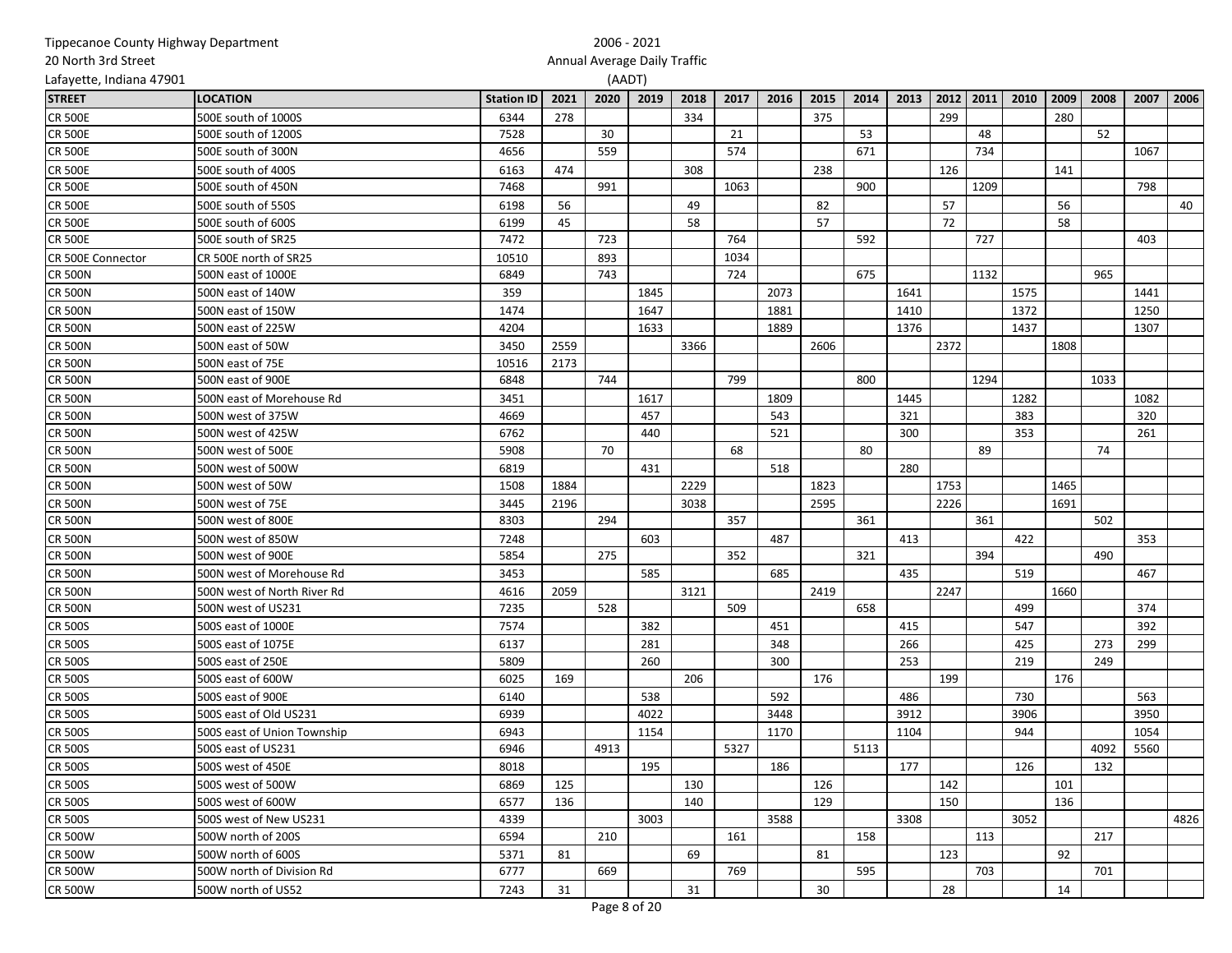Tippecanoe County Highway Department
20 North 3rd Street
Lafayette, Indiana 47901

2006 - 2021
Annual Average Daily Traffic
(AADT)

| STREET | LOCATION | Station ID | 2021 | 2020 | 2019 | 2018 | 2017 | 2016 | 2015 | 2014 | 2013 | 2012 | 2011 | 2010 | 2009 | 2008 | 2007 | 2006 |
|---|---|---|---|---|---|---|---|---|---|---|---|---|---|---|---|---|---|---|
| CR 500E | 500E south of 1000S | 6344 | 278 | | | 334 | | | 375 | | | 299 | | | 280 | | | |
| CR 500E | 500E south of 1200S | 7528 | | 30 | | | 21 | | | 53 | | | 48 | | | 52 | | |
| CR 500E | 500E south of 300N | 4656 | | 559 | | | 574 | | | 671 | | | 734 | | | | 1067 | |
| CR 500E | 500E south of 400S | 6163 | 474 | | | 308 | | | 238 | | | 126 | | | 141 | | | |
| CR 500E | 500E south of 450N | 7468 | | 991 | | | 1063 | | | 900 | | | 1209 | | | | 798 | |
| CR 500E | 500E south of 550S | 6198 | 56 | | | 49 | | | 82 | | | 57 | | | 56 | | | 40 |
| CR 500E | 500E south of 600S | 6199 | 45 | | | 58 | | | 57 | | | 72 | | | 58 | | | |
| CR 500E | 500E south of SR25 | 7472 | | 723 | | | 764 | | | 592 | | | 727 | | | | 403 | |
| CR 500E Connector | CR 500E north of SR25 | 10510 | | 893 | | | 1034 | | | | | | | | | | | |
| CR 500N | 500N east of 1000E | 6849 | | 743 | | | 724 | | | 675 | | | 1132 | | | 965 | | |
| CR 500N | 500N east of 140W | 359 | | | 1845 | | | 2073 | | | 1641 | | | 1575 | | | 1441 | |
| CR 500N | 500N east of 150W | 1474 | | | 1647 | | | 1881 | | | 1410 | | | 1372 | | | 1250 | |
| CR 500N | 500N east of 225W | 4204 | | | 1633 | | | 1889 | | | 1376 | | | 1437 | | | 1307 | |
| CR 500N | 500N east of 50W | 3450 | 2559 | | | 3366 | | | 2606 | | | 2372 | | | 1808 | | | |
| CR 500N | 500N east of 75E | 10516 | 2173 | | | | | | | | | | | | | | | |
| CR 500N | 500N east of 900E | 6848 | | 744 | | | 799 | | | 800 | | | 1294 | | | 1033 | | |
| CR 500N | 500N east of Morehouse Rd | 3451 | | | 1617 | | | 1809 | | | 1445 | | | 1282 | | | 1082 | |
| CR 500N | 500N west of 375W | 4669 | | | 457 | | | 543 | | | 321 | | | 383 | | | 320 | |
| CR 500N | 500N west of 425W | 6762 | | | 440 | | | 521 | | | 300 | | | 353 | | | 261 | |
| CR 500N | 500N west of 500E | 5908 | | 70 | | | 68 | | | 80 | | | 89 | | | 74 | | |
| CR 500N | 500N west of 500W | 6819 | | | 431 | | | 518 | | | 280 | | | | | | | |
| CR 500N | 500N west of 50W | 1508 | 1884 | | | 2229 | | | 1823 | | | 1753 | | | 1465 | | | |
| CR 500N | 500N west of 75E | 3445 | 2196 | | | 3038 | | | 2595 | | | 2226 | | | 1691 | | | |
| CR 500N | 500N west of 800E | 8303 | | 294 | | | 357 | | | 361 | | | 361 | | | 502 | | |
| CR 500N | 500N west of 850W | 7248 | | | 603 | | | 487 | | | 413 | | | 422 | | | 353 | |
| CR 500N | 500N west of 900E | 5854 | | 275 | | | 352 | | | 321 | | | 394 | | | 490 | | |
| CR 500N | 500N west of Morehouse Rd | 3453 | | | 585 | | | 685 | | | 435 | | | 519 | | | 467 | |
| CR 500N | 500N west of North River Rd | 4616 | 2059 | | | 3121 | | | 2419 | | | 2247 | | | 1660 | | | |
| CR 500N | 500N west of US231 | 7235 | | 528 | | | 509 | | | 658 | | | | 499 | | | 374 | |
| CR 500S | 500S east of 1000E | 7574 | | | 382 | | | 451 | | | 415 | | | 547 | | | 392 | |
| CR 500S | 500S east of 1075E | 6137 | | | 281 | | | 348 | | | 266 | | | 425 | | 273 | 299 | |
| CR 500S | 500S east of 250E | 5809 | | | 260 | | | 300 | | | 253 | | | 219 | | 249 | | |
| CR 500S | 500S east of 600W | 6025 | 169 | | | 206 | | | 176 | | | 199 | | | 176 | | | |
| CR 500S | 500S east of 900E | 6140 | | | 538 | | | 592 | | | 486 | | | 730 | | | 563 | |
| CR 500S | 500S east of Old US231 | 6939 | | | 4022 | | | 3448 | | | 3912 | | | 3906 | | | 3950 | |
| CR 500S | 500S east of Union Township | 6943 | | | 1154 | | | 1170 | | | 1104 | | | 944 | | | 1054 | |
| CR 500S | 500S east of US231 | 6946 | | 4913 | | | 5327 | | | 5113 | | | | | | 4092 | 5560 | |
| CR 500S | 500S west of 450E | 8018 | | | 195 | | | 186 | | | 177 | | | 126 | | 132 | | |
| CR 500S | 500S west of 500W | 6869 | 125 | | | 130 | | | 126 | | | 142 | | | 101 | | | |
| CR 500S | 500S west of 600W | 6577 | 136 | | | 140 | | | 129 | | | 150 | | | 136 | | | |
| CR 500S | 500S west of New US231 | 4339 | | | 3003 | | | 3588 | | | 3308 | | | 3052 | | | | 4826 |
| CR 500W | 500W north of 200S | 6594 | | 210 | | | 161 | | | 158 | | | 113 | | | 217 | | |
| CR 500W | 500W north of 600S | 5371 | 81 | | | 69 | | | 81 | | | 123 | | | 92 | | | |
| CR 500W | 500W north of Division Rd | 6777 | | 669 | | | 769 | | | 595 | | | 703 | | | 701 | | |
| CR 500W | 500W north of US52 | 7243 | 31 | | | 31 | | | 30 | | | 28 | | | 14 | | | |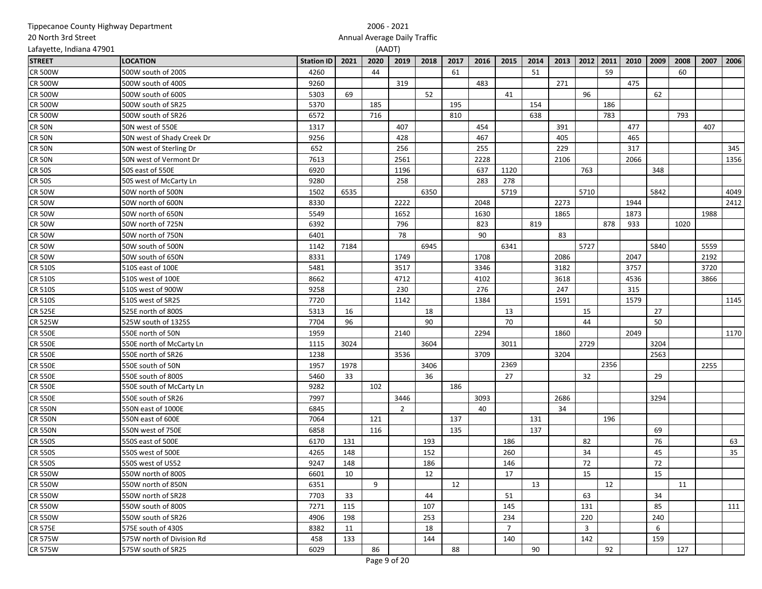Tippecanoe County Highway Department
20 North 3rd Street
Lafayette, Indiana 47901

2006 - 2021
Annual Average Daily Traffic
(AADT)

| STREET | LOCATION | Station ID | 2021 | 2020 | 2019 | 2018 | 2017 | 2016 | 2015 | 2014 | 2013 | 2012 | 2011 | 2010 | 2009 | 2008 | 2007 | 2006 |
|---|---|---|---|---|---|---|---|---|---|---|---|---|---|---|---|---|---|---|
| CR 500W | 500W south of 200S | 4260 | | 44 | | | 61 | | | 51 | | | 59 | | | 60 | | |
| CR 500W | 500W south of 400S | 9260 | | | 319 | | | 483 | | | 271 | | | 475 | | | | |
| CR 500W | 500W south of 600S | 5303 | 69 | | | 52 | | | 41 | | | 96 | | | 62 | | | |
| CR 500W | 500W south of SR25 | 5370 | | 185 | | | 195 | | | 154 | | | 186 | | | | | |
| CR 500W | 500W south of SR26 | 6572 | | 716 | | | 810 | | | 638 | | | 783 | | | 793 | | |
| CR 50N | 50N west of 550E | 1317 | | | 407 | | | 454 | | | 391 | | | 477 | | | 407 | |
| CR 50N | 50N west of Shady Creek Dr | 9256 | | | 428 | | | 467 | | | 405 | | | 465 | | | | |
| CR 50N | 50N west of Sterling Dr | 652 | | | 256 | | | 255 | | | 229 | | | 317 | | | | 345 |
| CR 50N | 50N west of Vermont Dr | 7613 | | | 2561 | | | 2228 | | | 2106 | | | 2066 | | | | 1356 |
| CR 50S | 50S east of 550E | 6920 | | | 1196 | | | 637 | 1120 | | | 763 | | | 348 | | | |
| CR 50S | 50S west of McCarty Ln | 9280 | | | 258 | | | 283 | 278 | | | | | | | | | |
| CR 50W | 50W north of 500N | 1502 | 6535 | | | 6350 | | | 5719 | | | 5710 | | | 5842 | | | 4049 |
| CR 50W | 50W north of 600N | 8330 | | | 2222 | | | 2048 | | | 2273 | | | 1944 | | | | 2412 |
| CR 50W | 50W north of 650N | 5549 | | | 1652 | | | 1630 | | | 1865 | | | 1873 | | | 1988 | |
| CR 50W | 50W north of 725N | 6392 | | | 796 | | | 823 | | 819 | | | 878 | 933 | | 1020 | | |
| CR 50W | 50W north of 750N | 6401 | | | 78 | | | 90 | | | 83 | | | | | | | |
| CR 50W | 50W south of 500N | 1142 | 7184 | | | 6945 | | | 6341 | | | 5727 | | | 5840 | | 5559 | |
| CR 50W | 50W south of 650N | 8331 | | | 1749 | | | 1708 | | | 2086 | | | 2047 | | | 2192 | |
| CR 510S | 510S east of 100E | 5481 | | | 3517 | | | 3346 | | | 3182 | | | 3757 | | | 3720 | |
| CR 510S | 510S west of 100E | 8662 | | | 4712 | | | 4102 | | | 3618 | | | 4536 | | | 3866 | |
| CR 510S | 510S west of 900W | 9258 | | | 230 | | | 276 | | | 247 | | | 315 | | | | |
| CR 510S | 510S west of SR25 | 7720 | | | 1142 | | | 1384 | | | 1591 | | | 1579 | | | | 1145 |
| CR 525E | 525E north of 800S | 5313 | 16 | | | 18 | | | 13 | | | 15 | | | 27 | | | |
| CR 525W | 525W south of 1325S | 7704 | 96 | | | 90 | | | 70 | | | 44 | | | 50 | | | |
| CR 550E | 550E north of 50N | 1959 | | | 2140 | | | 2294 | | | 1860 | | | 2049 | | | | 1170 |
| CR 550E | 550E north of McCarty Ln | 1115 | 3024 | | | 3604 | | | 3011 | | | 2729 | | | 3204 | | | |
| CR 550E | 550E north of SR26 | 1238 | | | 3536 | | | 3709 | | | 3204 | | | | 2563 | | | |
| CR 550E | 550E south of 50N | 1957 | 1978 | | | 3406 | | | 2369 | | | | 2356 | | | | 2255 | |
| CR 550E | 550E south of 800S | 5460 | 33 | | | 36 | | | 27 | | | 32 | | | 29 | | | |
| CR 550E | 550E south of McCarty Ln | 9282 | | 102 | | | 186 | | | | | | | | | | | |
| CR 550E | 550E south of SR26 | 7997 | | | 3446 | | | 3093 | | | 2686 | | | | 3294 | | | |
| CR 550N | 550N east of 1000E | 6845 | | | 2 | | | 40 | | | 34 | | | | | | | |
| CR 550N | 550N east of 600E | 7064 | | 121 | | | 137 | | | 131 | | | 196 | | | | | |
| CR 550N | 550N west of 750E | 6858 | | 116 | | | 135 | | | 137 | | | | | 69 | | | |
| CR 550S | 550S east of 500E | 6170 | 131 | | | 193 | | | 186 | | | 82 | | | 76 | | | 63 |
| CR 550S | 550S west of 500E | 4265 | 148 | | | 152 | | | 260 | | | 34 | | | 45 | | | 35 |
| CR 550S | 550S west of US52 | 9247 | 148 | | | 186 | | | 146 | | | 72 | | | 72 | | | |
| CR 550W | 550W north of 800S | 6601 | 10 | | | 12 | | | 17 | | | 15 | | | 15 | | | |
| CR 550W | 550W north of 850N | 6351 | | 9 | | | 12 | | | 13 | | | 12 | | | 11 | | |
| CR 550W | 550W north of SR28 | 7703 | 33 | | | 44 | | | 51 | | | 63 | | | 34 | | | |
| CR 550W | 550W south of 800S | 7271 | 115 | | | 107 | | | 145 | | | 131 | | | 85 | | | 111 |
| CR 550W | 550W south of SR26 | 4906 | 198 | | | 253 | | | 234 | | | 220 | | | 240 | | | |
| CR 575E | 575E south of 430S | 8382 | 11 | | | 18 | | | 7 | | | 3 | | | 6 | | | |
| CR 575W | 575W north of Division Rd | 458 | 133 | | | 144 | | | 140 | | | 142 | | | 159 | | | |
| CR 575W | 575W south of SR25 | 6029 | | 86 | | | 88 | | | 90 | | | 92 | | | 127 | | |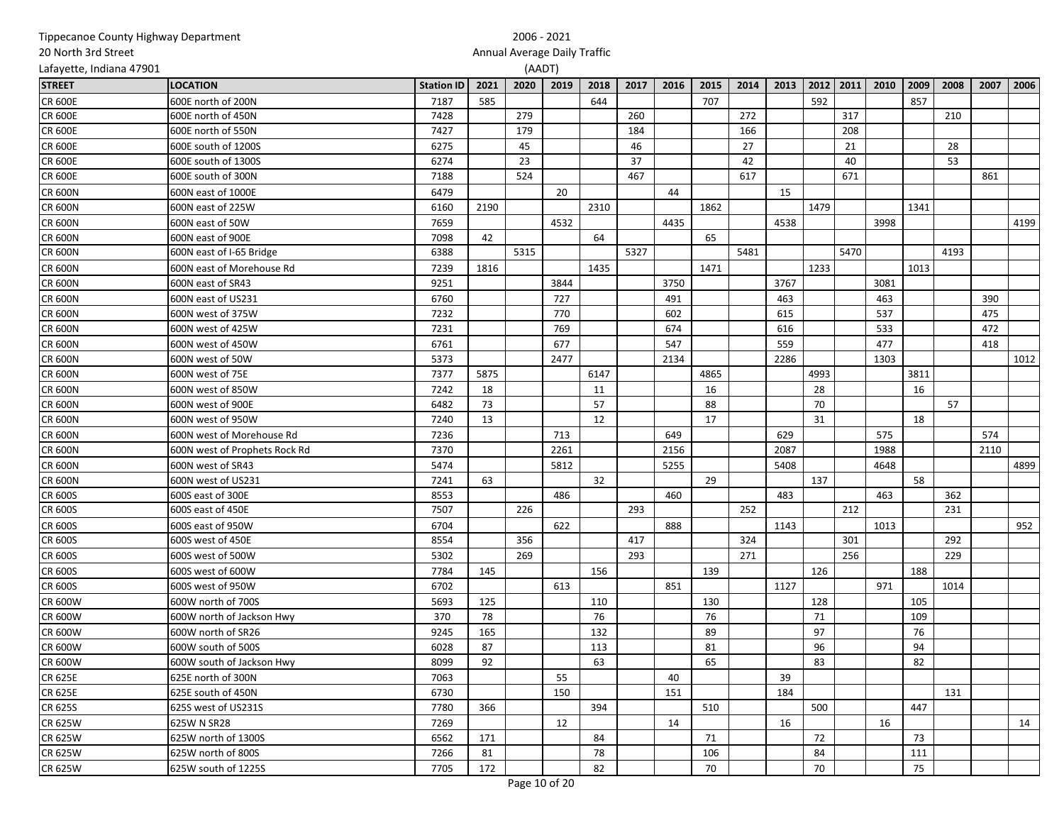Tippecanoe County Highway Department
20 North 3rd Street
Lafayette, Indiana 47901

2006 - 2021
Annual Average Daily Traffic
(AADT)

| STREET | LOCATION | Station ID | 2021 | 2020 | 2019 | 2018 | 2017 | 2016 | 2015 | 2014 | 2013 | 2012 | 2011 | 2010 | 2009 | 2008 | 2007 | 2006 |
|---|---|---|---|---|---|---|---|---|---|---|---|---|---|---|---|---|---|---|
| CR 600E | 600E north of 200N | 7187 | 585 | | | 644 | | | 707 | | | 592 | | | 857 | | | |
| CR 600E | 600E north of 450N | 7428 | | 279 | | | 260 | | | 272 | | | 317 | | | 210 | | |
| CR 600E | 600E north of 550N | 7427 | | 179 | | | 184 | | | 166 | | | 208 | | | | | |
| CR 600E | 600E south of 1200S | 6275 | | 45 | | | 46 | | | 27 | | | 21 | | | 28 | | |
| CR 600E | 600E south of 1300S | 6274 | | 23 | | | 37 | | | 42 | | | 40 | | | 53 | | |
| CR 600E | 600E south of 300N | 7188 | | 524 | | | 467 | | | 617 | | | 671 | | | | 861 | |
| CR 600N | 600N east of 1000E | 6479 | | | 20 | | | 44 | | | 15 | | | | | | | |
| CR 600N | 600N east of 225W | 6160 | 2190 | | | 2310 | | | 1862 | | | 1479 | | | 1341 | | | |
| CR 600N | 600N east of 50W | 7659 | | | 4532 | | | 4435 | | | 4538 | | | 3998 | | | | 4199 |
| CR 600N | 600N east of 900E | 7098 | 42 | | | 64 | | | 65 | | | | | | | | | |
| CR 600N | 600N east of I-65 Bridge | 6388 | | 5315 | | | 5327 | | | 5481 | | | 5470 | | | 4193 | | |
| CR 600N | 600N east of Morehouse Rd | 7239 | 1816 | | | 1435 | | | 1471 | | | 1233 | | | 1013 | | | |
| CR 600N | 600N east of SR43 | 9251 | | | 3844 | | | 3750 | | | 3767 | | | 3081 | | | | |
| CR 600N | 600N east of US231 | 6760 | | | 727 | | | 491 | | | 463 | | | 463 | | | 390 | |
| CR 600N | 600N west of 375W | 7232 | | | 770 | | | 602 | | | 615 | | | 537 | | | 475 | |
| CR 600N | 600N west of 425W | 7231 | | | 769 | | | 674 | | | 616 | | | 533 | | | 472 | |
| CR 600N | 600N west of 450W | 6761 | | | 677 | | | 547 | | | 559 | | | 477 | | | 418 | |
| CR 600N | 600N west of 50W | 5373 | | | 2477 | | | 2134 | | | 2286 | | | 1303 | | | | 1012 |
| CR 600N | 600N west of 75E | 7377 | 5875 | | | 6147 | | | 4865 | | | 4993 | | | 3811 | | | |
| CR 600N | 600N west of 850W | 7242 | 18 | | | 11 | | | 16 | | | 28 | | | 16 | | | |
| CR 600N | 600N west of 900E | 6482 | 73 | | | 57 | | | 88 | | | 70 | | | | 57 | | |
| CR 600N | 600N west of 950W | 7240 | 13 | | | 12 | | | 17 | | | 31 | | | 18 | | | |
| CR 600N | 600N west of Morehouse Rd | 7236 | | | 713 | | | 649 | | | 629 | | | 575 | | | 574 | |
| CR 600N | 600N west of Prophets Rock Rd | 7370 | | | 2261 | | | 2156 | | | 2087 | | | 1988 | | | 2110 | |
| CR 600N | 600N west of SR43 | 5474 | | | 5812 | | | 5255 | | | 5408 | | | 4648 | | | | 4899 |
| CR 600N | 600N west of US231 | 7241 | 63 | | | 32 | | | 29 | | | 137 | | | 58 | | | |
| CR 600S | 600S east of 300E | 8553 | | | 486 | | | 460 | | | 483 | | | 463 | | 362 | | |
| CR 600S | 600S east of 450E | 7507 | | 226 | | | 293 | | | 252 | | | 212 | | | 231 | | |
| CR 600S | 600S east of 950W | 6704 | | | 622 | | | 888 | | | 1143 | | | 1013 | | | | 952 |
| CR 600S | 600S west of 450E | 8554 | | 356 | | | 417 | | | 324 | | | 301 | | | 292 | | |
| CR 600S | 600S west of 500W | 5302 | | 269 | | | 293 | | | 271 | | | 256 | | | 229 | | |
| CR 600S | 600S west of 600W | 7784 | 145 | | | 156 | | | 139 | | | 126 | | | 188 | | | |
| CR 600S | 600S west of 950W | 6702 | | | 613 | | | 851 | | | 1127 | | | 971 | | 1014 | | |
| CR 600W | 600W north of 700S | 5693 | 125 | | | 110 | | | 130 | | | 128 | | | 105 | | | |
| CR 600W | 600W north of Jackson Hwy | 370 | 78 | | | 76 | | | 76 | | | 71 | | | 109 | | | |
| CR 600W | 600W north of SR26 | 9245 | 165 | | | 132 | | | 89 | | | 97 | | | 76 | | | |
| CR 600W | 600W south of 500S | 6028 | 87 | | | 113 | | | 81 | | | 96 | | | 94 | | | |
| CR 600W | 600W south of Jackson Hwy | 8099 | 92 | | | 63 | | | 65 | | | 83 | | | 82 | | | |
| CR 625E | 625E north of 300N | 7063 | | | 55 | | | 40 | | | 39 | | | | | | | |
| CR 625E | 625E south of 450N | 6730 | | | 150 | | | 151 | | | 184 | | | | | 131 | | |
| CR 625S | 625S west of US231S | 7780 | 366 | | | 394 | | | 510 | | | 500 | | | 447 | | | |
| CR 625W | 625W N SR28 | 7269 | | | 12 | | | 14 | | | 16 | | | 16 | | | | 14 |
| CR 625W | 625W north of 1300S | 6562 | 171 | | | 84 | | | 71 | | | 72 | | | 73 | | | |
| CR 625W | 625W north of 800S | 7266 | 81 | | | 78 | | | 106 | | | 84 | | | 111 | | | |
| CR 625W | 625W south of 1225S | 7705 | 172 | | | 82 | | | 70 | | | 70 | | | 75 | | | |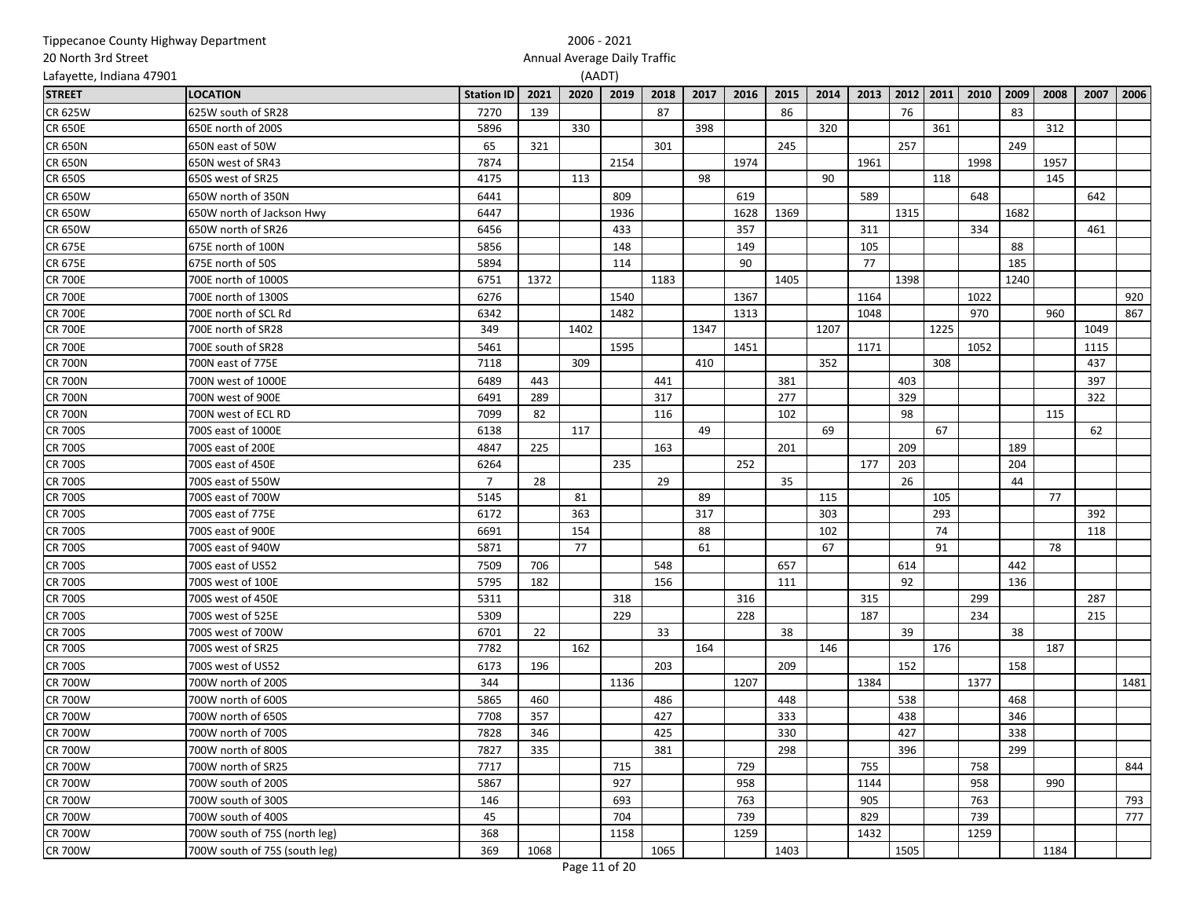Tippecanoe County Highway Department
20 North 3rd Street
Lafayette, Indiana 47901

2006 - 2021
Annual Average Daily Traffic
(AADT)

| STREET | LOCATION | Station ID | 2021 | 2020 | 2019 | 2018 | 2017 | 2016 | 2015 | 2014 | 2013 | 2012 | 2011 | 2010 | 2009 | 2008 | 2007 | 2006 |
|---|---|---|---|---|---|---|---|---|---|---|---|---|---|---|---|---|---|---|
| CR 625W | 625W south of SR28 | 7270 | 139 | | | 87 | | | 86 | | | 76 | | | 83 | | | |
| CR 650E | 650E north of 200S | 5896 | | 330 | | | 398 | | | 320 | | | 361 | | | 312 | | |
| CR 650N | 650N east of 50W | 65 | 321 | | | 301 | | | 245 | | | 257 | | | 249 | | | |
| CR 650N | 650N west of SR43 | 7874 | | | 2154 | | | 1974 | | | 1961 | | | 1998 | | 1957 | | |
| CR 650S | 650S west of SR25 | 4175 | | 113 | | | 98 | | | 90 | | | 118 | | | 145 | | |
| CR 650W | 650W north of 350N | 6441 | | | 809 | | | 619 | | | 589 | | | 648 | | | 642 | |
| CR 650W | 650W north of Jackson Hwy | 6447 | | | 1936 | | | 1628 | 1369 | | | 1315 | | | 1682 | | | |
| CR 650W | 650W north of SR26 | 6456 | | | 433 | | | 357 | | | 311 | | | 334 | | | 461 | |
| CR 675E | 675E north of 100N | 5856 | | | 148 | | | 149 | | | 105 | | | | 88 | | | |
| CR 675E | 675E north of 50S | 5894 | | | 114 | | | 90 | | | 77 | | | | 185 | | | |
| CR 700E | 700E north of 1000S | 6751 | 1372 | | | 1183 | | | 1405 | | | 1398 | | | 1240 | | | |
| CR 700E | 700E north of 1300S | 6276 | | | 1540 | | | 1367 | | | 1164 | | | 1022 | | | | 920 |
| CR 700E | 700E north of SCL Rd | 6342 | | | 1482 | | | 1313 | | | 1048 | | | 970 | | 960 | | 867 |
| CR 700E | 700E north of SR28 | 349 | | 1402 | | | 1347 | | | 1207 | | | 1225 | | | | 1049 | |
| CR 700E | 700E south of SR28 | 5461 | | | 1595 | | | 1451 | | | 1171 | | | 1052 | | | 1115 | |
| CR 700N | 700N east of 775E | 7118 | | 309 | | | 410 | | | 352 | | | 308 | | | | 437 | |
| CR 700N | 700N west of 1000E | 6489 | 443 | | | 441 | | | 381 | | | 403 | | | | | 397 | |
| CR 700N | 700N west of 900E | 6491 | 289 | | | 317 | | | 277 | | | 329 | | | | | 322 | |
| CR 700N | 700N west of ECL RD | 7099 | 82 | | | 116 | | | 102 | | | 98 | | | | 115 | | |
| CR 700S | 700S east of 1000E | 6138 | | 117 | | | 49 | | | 69 | | | 67 | | | | 62 | |
| CR 700S | 700S east of 200E | 4847 | 225 | | | 163 | | | 201 | | | 209 | | | 189 | | | |
| CR 700S | 700S east of 450E | 6264 | | | 235 | | | 252 | | | 177 | 203 | | | 204 | | | |
| CR 700S | 700S east of 550W | 7 | 28 | | | 29 | | | 35 | | | 26 | | | 44 | | | |
| CR 700S | 700S east of 700W | 5145 | | 81 | | | 89 | | | 115 | | | 105 | | | 77 | | |
| CR 700S | 700S east of 775E | 6172 | | 363 | | | 317 | | | 303 | | | 293 | | | | 392 | |
| CR 700S | 700S east of 900E | 6691 | | 154 | | | 88 | | | 102 | | | 74 | | | | 118 | |
| CR 700S | 700S east of 940W | 5871 | | 77 | | | 61 | | | 67 | | | 91 | | | 78 | | |
| CR 700S | 700S east of US52 | 7509 | 706 | | | 548 | | | 657 | | | 614 | | | 442 | | | |
| CR 700S | 700S west of 100E | 5795 | 182 | | | 156 | | | 111 | | | 92 | | | 136 | | | |
| CR 700S | 700S west of 450E | 5311 | | | 318 | | | 316 | | | 315 | | | 299 | | | 287 | |
| CR 700S | 700S west of 525E | 5309 | | | 229 | | | 228 | | | 187 | | | 234 | | | 215 | |
| CR 700S | 700S west of 700W | 6701 | 22 | | | 33 | | | 38 | | | 39 | | | 38 | | | |
| CR 700S | 700S west of SR25 | 7782 | | 162 | | | 164 | | | 146 | | | 176 | | | 187 | | |
| CR 700S | 700S west of US52 | 6173 | 196 | | | 203 | | | 209 | | | 152 | | | 158 | | | |
| CR 700W | 700W north of 200S | 344 | | | 1136 | | | 1207 | | | 1384 | | | 1377 | | | | 1481 |
| CR 700W | 700W north of 600S | 5865 | 460 | | | 486 | | | 448 | | | 538 | | | 468 | | | |
| CR 700W | 700W north of 650S | 7708 | 357 | | | 427 | | | 333 | | | 438 | | | 346 | | | |
| CR 700W | 700W north of 700S | 7828 | 346 | | | 425 | | | 330 | | | 427 | | | 338 | | | |
| CR 700W | 700W north of 800S | 7827 | 335 | | | 381 | | | 298 | | | 396 | | | 299 | | | |
| CR 700W | 700W north of SR25 | 7717 | | | 715 | | | 729 | | | 755 | | | 758 | | | | 844 |
| CR 700W | 700W south of 200S | 5867 | | | 927 | | | 958 | | | 1144 | | | 958 | | 990 | | |
| CR 700W | 700W south of 300S | 146 | | | 693 | | | 763 | | | 905 | | | 763 | | | | 793 |
| CR 700W | 700W south of 400S | 45 | | | 704 | | | 739 | | | 829 | | | 739 | | | | 777 |
| CR 700W | 700W south of 75S (north leg) | 368 | | | 1158 | | | 1259 | | | 1432 | | | 1259 | | | | |
| CR 700W | 700W south of 75S (south leg) | 369 | 1068 | | | 1065 | | | 1403 | | | 1505 | | | | 1184 | | |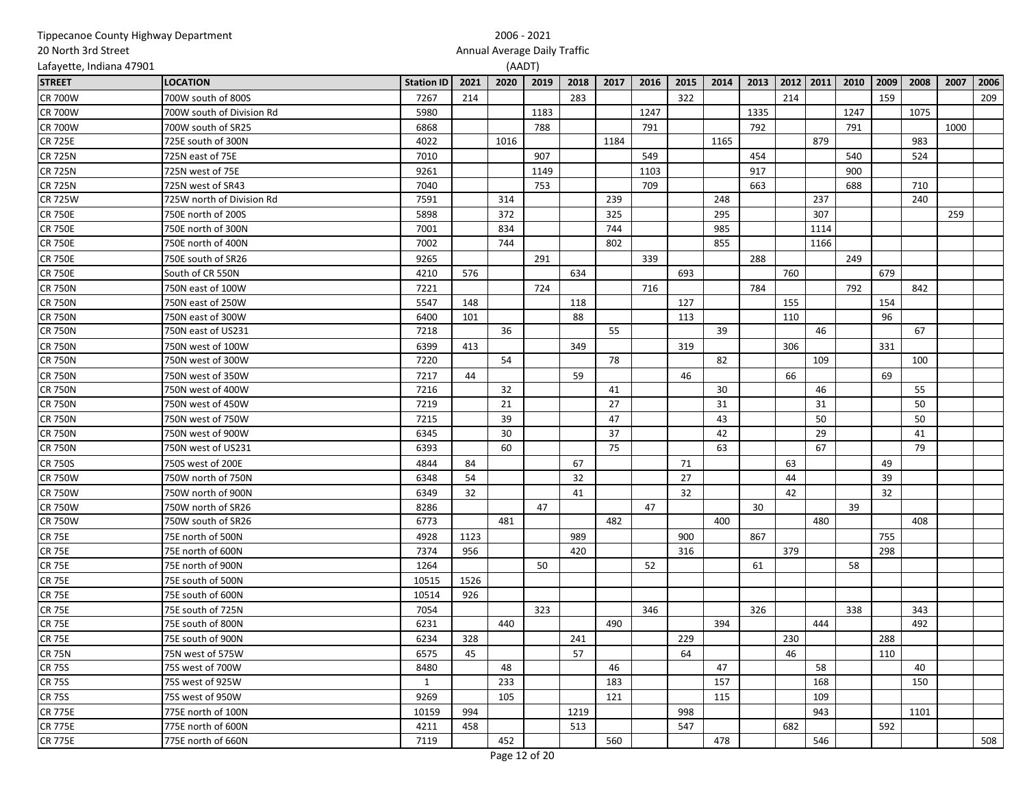Tippecanoe County Highway Department
20 North 3rd Street
Lafayette, Indiana 47901

2006 - 2021
Annual Average Daily Traffic
(AADT)

| STREET | LOCATION | Station ID | 2021 | 2020 | 2019 | 2018 | 2017 | 2016 | 2015 | 2014 | 2013 | 2012 | 2011 | 2010 | 2009 | 2008 | 2007 | 2006 |
|---|---|---|---|---|---|---|---|---|---|---|---|---|---|---|---|---|---|---|
| CR 700W | 700W south of 800S | 7267 | 214 | | | 283 | | | 322 | | | 214 | | | 159 | | | 209 |
| CR 700W | 700W south of Division Rd | 5980 | | | 1183 | | | 1247 | | | 1335 | | | 1247 | | 1075 | | |
| CR 700W | 700W south of SR25 | 6868 | | | 788 | | | 791 | | | 792 | | | 791 | | | 1000 | |
| CR 725E | 725E south of 300N | 4022 | | 1016 | | | 1184 | | | 1165 | | | 879 | | | 983 | | |
| CR 725N | 725N east of 75E | 7010 | | | 907 | | | 549 | | | 454 | | | 540 | | 524 | | |
| CR 725N | 725N west of 75E | 9261 | | | 1149 | | | 1103 | | | 917 | | | 900 | | | | |
| CR 725N | 725N west of SR43 | 7040 | | | 753 | | | 709 | | | 663 | | | 688 | | 710 | | |
| CR 725W | 725W north of Division Rd | 7591 | | 314 | | | 239 | | | 248 | | | 237 | | | 240 | | |
| CR 750E | 750E north of 200S | 5898 | | 372 | | | 325 | | | 295 | | | 307 | | | | 259 | |
| CR 750E | 750E north of 300N | 7001 | | 834 | | | 744 | | | 985 | | | 1114 | | | | | |
| CR 750E | 750E north of 400N | 7002 | | 744 | | | 802 | | | 855 | | | 1166 | | | | | |
| CR 750E | 750E south of SR26 | 9265 | | | 291 | | | 339 | | | 288 | | | 249 | | | | |
| CR 750E | South of CR 550N | 4210 | 576 | | | 634 | | | 693 | | | 760 | | | 679 | | | |
| CR 750N | 750N east of 100W | 7221 | | | 724 | | | 716 | | | 784 | | | 792 | | 842 | | |
| CR 750N | 750N east of 250W | 5547 | 148 | | | 118 | | | 127 | | | 155 | | | 154 | | | |
| CR 750N | 750N east of 300W | 6400 | 101 | | | 88 | | | 113 | | | 110 | | | 96 | | | |
| CR 750N | 750N east of US231 | 7218 | | 36 | | | 55 | | | 39 | | | 46 | | | 67 | | |
| CR 750N | 750N west of 100W | 6399 | 413 | | | 349 | | | 319 | | | 306 | | | 331 | | | |
| CR 750N | 750N west of 300W | 7220 | | 54 | | | 78 | | | 82 | | | 109 | | | 100 | | |
| CR 750N | 750N west of 350W | 7217 | 44 | | | 59 | | | 46 | | | 66 | | | 69 | | | |
| CR 750N | 750N west of 400W | 7216 | | 32 | | | 41 | | | 30 | | | 46 | | | 55 | | |
| CR 750N | 750N west of 450W | 7219 | | 21 | | | 27 | | | 31 | | | 31 | | | 50 | | |
| CR 750N | 750N west of 750W | 7215 | | 39 | | | 47 | | | 43 | | | 50 | | | 50 | | |
| CR 750N | 750N west of 900W | 6345 | | 30 | | | 37 | | | 42 | | | 29 | | | 41 | | |
| CR 750N | 750N west of US231 | 6393 | | 60 | | | 75 | | | 63 | | | 67 | | | 79 | | |
| CR 750S | 750S west of 200E | 4844 | 84 | | | 67 | | | 71 | | | 63 | | | 49 | | | |
| CR 750W | 750W north of 750N | 6348 | 54 | | | 32 | | | 27 | | | 44 | | | 39 | | | |
| CR 750W | 750W north of 900N | 6349 | 32 | | | 41 | | | 32 | | | 42 | | | 32 | | | |
| CR 750W | 750W north of SR26 | 8286 | | | 47 | | | 47 | | | 30 | | | 39 | | | | |
| CR 750W | 750W south of SR26 | 6773 | | 481 | | | 482 | | | 400 | | | 480 | | | 408 | | |
| CR 75E | 75E north of 500N | 4928 | 1123 | | | 989 | | | 900 | | 867 | | | | 755 | | | |
| CR 75E | 75E north of 600N | 7374 | 956 | | | 420 | | | 316 | | | 379 | | | 298 | | | |
| CR 75E | 75E north of 900N | 1264 | | | 50 | | | 52 | | | 61 | | | 58 | | | | |
| CR 75E | 75E south of 500N | 10515 | 1526 | | | | | | | | | | | | | | | |
| CR 75E | 75E south of 600N | 10514 | 926 | | | | | | | | | | | | | | | |
| CR 75E | 75E south of 725N | 7054 | | | 323 | | | 346 | | | 326 | | | 338 | | 343 | | |
| CR 75E | 75E south of 800N | 6231 | | 440 | | | 490 | | | 394 | | | 444 | | | 492 | | |
| CR 75E | 75E south of 900N | 6234 | 328 | | | 241 | | | 229 | | | 230 | | | 288 | | | |
| CR 75N | 75N west of 575W | 6575 | 45 | | | 57 | | | 64 | | | 46 | | | 110 | | | |
| CR 75S | 75S west of 700W | 8480 | | 48 | | | 46 | | | 47 | | | 58 | | | 40 | | |
| CR 75S | 75S west of 925W | 1 | | 233 | | | 183 | | | 157 | | | 168 | | | 150 | | |
| CR 75S | 75S west of 950W | 9269 | | 105 | | | 121 | | | 115 | | | 109 | | | | | |
| CR 775E | 775E north of 100N | 10159 | 994 | | | 1219 | | | 998 | | | | 943 | | | 1101 | | |
| CR 775E | 775E north of 600N | 4211 | 458 | | | 513 | | | 547 | | | 682 | | | 592 | | | |
| CR 775E | 775E north of 660N | 7119 | | 452 | | | 560 | | | 478 | | | 546 | | | | | 508 |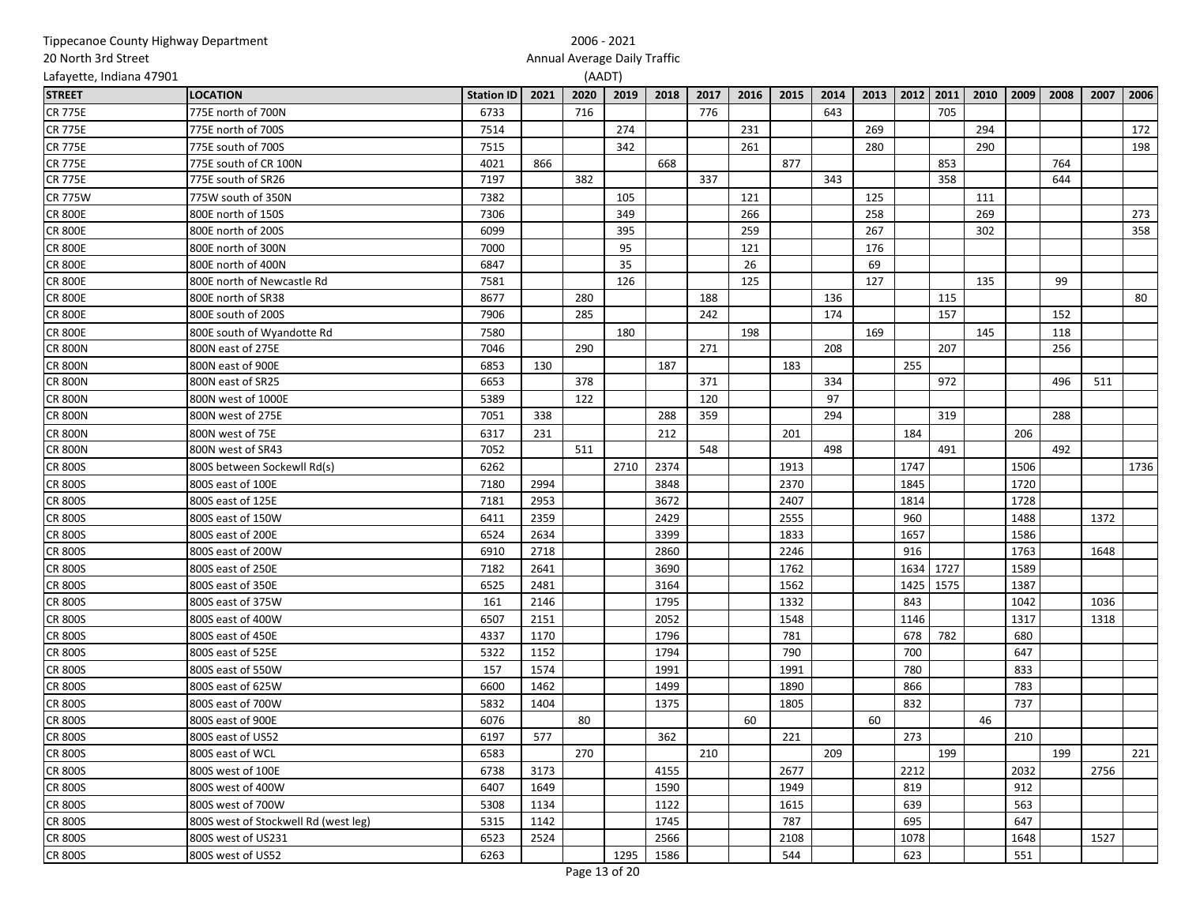Tippecanoe County Highway Department
20 North 3rd Street
Lafayette, Indiana 47901

2006 - 2021
Annual Average Daily Traffic
(AADT)

| STREET | LOCATION | Station ID | 2021 | 2020 | 2019 | 2018 | 2017 | 2016 | 2015 | 2014 | 2013 | 2012 | 2011 | 2010 | 2009 | 2008 | 2007 | 2006 |
|---|---|---|---|---|---|---|---|---|---|---|---|---|---|---|---|---|---|---|
| CR 775E | 775E north of 700N | 6733 | | 716 | | | 776 | | | 643 | | | 705 | | | | | |
| CR 775E | 775E north of 700S | 7514 | | | 274 | | | 231 | | | 269 | | | 294 | | | | 172 |
| CR 775E | 775E south of 700S | 7515 | | | 342 | | | 261 | | | 280 | | | 290 | | | | 198 |
| CR 775E | 775E south of CR 100N | 4021 | 866 | | | 668 | | | 877 | | | | 853 | | | 764 | | |
| CR 775E | 775E south of SR26 | 7197 | | 382 | | | 337 | | | 343 | | | 358 | | | 644 | | |
| CR 775W | 775W south of 350N | 7382 | | | 105 | | | 121 | | | 125 | | | 111 | | | | |
| CR 800E | 800E north of 150S | 7306 | | | 349 | | | 266 | | | 258 | | | 269 | | | | 273 |
| CR 800E | 800E north of 200S | 6099 | | | 395 | | | 259 | | | 267 | | | 302 | | | | 358 |
| CR 800E | 800E north of 300N | 7000 | | | 95 | | | 121 | | | 176 | | | | | | | |
| CR 800E | 800E north of 400N | 6847 | | | 35 | | | 26 | | | 69 | | | | | | | |
| CR 800E | 800E north of Newcastle Rd | 7581 | | | 126 | | | 125 | | | 127 | | | 135 | | 99 | | |
| CR 800E | 800E north of SR38 | 8677 | | 280 | | | 188 | | | 136 | | | 115 | | | | | 80 |
| CR 800E | 800E south of 200S | 7906 | | 285 | | | 242 | | | 174 | | | 157 | | | 152 | | |
| CR 800E | 800E south of Wyandotte Rd | 7580 | | | 180 | | | 198 | | | 169 | | | 145 | | 118 | | |
| CR 800N | 800N east of 275E | 7046 | | 290 | | | 271 | | | 208 | | | 207 | | | 256 | | |
| CR 800N | 800N east of 900E | 6853 | 130 | | | 187 | | | 183 | | | 255 | | | | | | |
| CR 800N | 800N east of SR25 | 6653 | | 378 | | | 371 | | | 334 | | | 972 | | | 496 | 511 | |
| CR 800N | 800N west of 1000E | 5389 | | 122 | | | 120 | | | 97 | | | | | | | | |
| CR 800N | 800N west of 275E | 7051 | 338 | | | 288 | 359 | | | 294 | | | 319 | | | 288 | | |
| CR 800N | 800N west of 75E | 6317 | 231 | | | 212 | | | 201 | | | 184 | | | 206 | | | |
| CR 800N | 800N west of SR43 | 7052 | | 511 | | | 548 | | | 498 | | | 491 | | | 492 | | |
| CR 800S | 800S between Sockewll Rd(s) | 6262 | | | 2710 | 2374 | | | 1913 | | | 1747 | | | 1506 | | | 1736 |
| CR 800S | 800S east of 100E | 7180 | 2994 | | | 3848 | | | 2370 | | | 1845 | | | 1720 | | | |
| CR 800S | 800S east of 125E | 7181 | 2953 | | | 3672 | | | 2407 | | | 1814 | | | 1728 | | | |
| CR 800S | 800S east of 150W | 6411 | 2359 | | | 2429 | | | 2555 | | | 960 | | | 1488 | | 1372 | |
| CR 800S | 800S east of 200E | 6524 | 2634 | | | 3399 | | | 1833 | | | 1657 | | | 1586 | | | |
| CR 800S | 800S east of 200W | 6910 | 2718 | | | 2860 | | | 2246 | | | 916 | | | 1763 | | 1648 | |
| CR 800S | 800S east of 250E | 7182 | 2641 | | | 3690 | | | 1762 | | | 1634 | 1727 | | 1589 | | | |
| CR 800S | 800S east of 350E | 6525 | 2481 | | | 3164 | | | 1562 | | | 1425 | 1575 | | 1387 | | | |
| CR 800S | 800S east of 375W | 161 | 2146 | | | 1795 | | | 1332 | | | 843 | | | 1042 | | 1036 | |
| CR 800S | 800S east of 400W | 6507 | 2151 | | | 2052 | | | 1548 | | | 1146 | | | 1317 | | 1318 | |
| CR 800S | 800S east of 450E | 4337 | 1170 | | | 1796 | | | 781 | | | 678 | 782 | | 680 | | | |
| CR 800S | 800S east of 525E | 5322 | 1152 | | | 1794 | | | 790 | | | 700 | | | 647 | | | |
| CR 800S | 800S east of 550W | 157 | 1574 | | | 1991 | | | 1991 | | | 780 | | | 833 | | | |
| CR 800S | 800S east of 625W | 6600 | 1462 | | | 1499 | | | 1890 | | | 866 | | | 783 | | | |
| CR 800S | 800S east of 700W | 5832 | 1404 | | | 1375 | | | 1805 | | | 832 | | | 737 | | | |
| CR 800S | 800S east of 900E | 6076 | | 80 | | | | 60 | | | 60 | | | 46 | | | | |
| CR 800S | 800S east of US52 | 6197 | 577 | | | 362 | | | 221 | | | 273 | | | 210 | | | |
| CR 800S | 800S east of WCL | 6583 | | 270 | | | 210 | | | 209 | | | 199 | | | 199 | | 221 |
| CR 800S | 800S west of 100E | 6738 | 3173 | | | 4155 | | | 2677 | | | 2212 | | | 2032 | | 2756 | |
| CR 800S | 800S west of 400W | 6407 | 1649 | | | 1590 | | | 1949 | | | 819 | | | 912 | | | |
| CR 800S | 800S west of 700W | 5308 | 1134 | | | 1122 | | | 1615 | | | 639 | | | 563 | | | |
| CR 800S | 800S west of Stockwell Rd (west leg) | 5315 | 1142 | | | 1745 | | | 787 | | | 695 | | | 647 | | | |
| CR 800S | 800S west of US231 | 6523 | 2524 | | | 2566 | | | 2108 | | | 1078 | | | 1648 | | 1527 | |
| CR 800S | 800S west of US52 | 6263 | | | 1295 | 1586 | | | 544 | | | 623 | | | 551 | | | |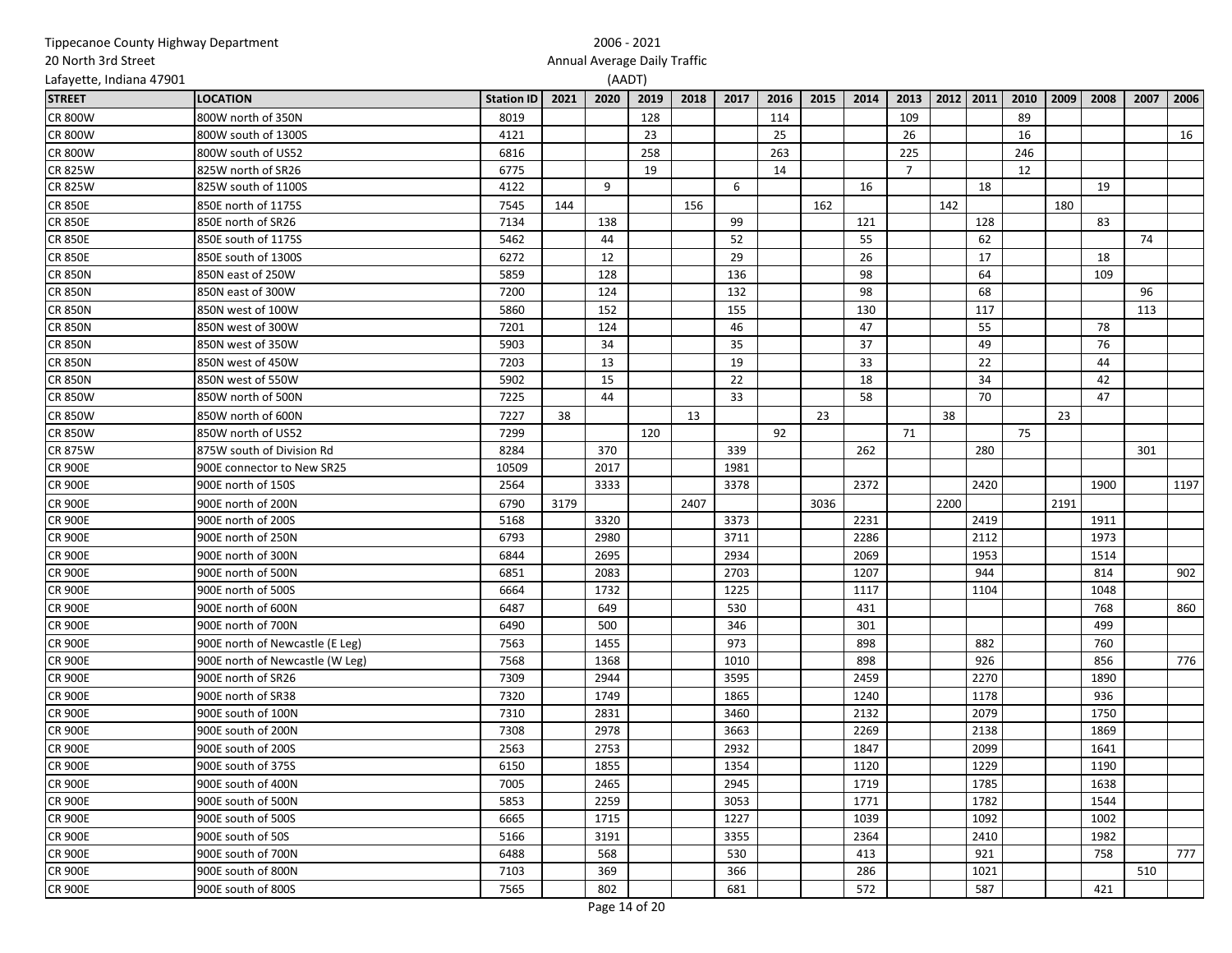Tippecanoe County Highway Department
20 North 3rd Street
Lafayette, Indiana 47901

2006 - 2021
Annual Average Daily Traffic
(AADT)

| STREET | LOCATION | Station ID | 2021 | 2020 | 2019 | 2018 | 2017 | 2016 | 2015 | 2014 | 2013 | 2012 | 2011 | 2010 | 2009 | 2008 | 2007 | 2006 |
|---|---|---|---|---|---|---|---|---|---|---|---|---|---|---|---|---|---|---|
| CR 800W | 800W north of 350N | 8019 | | | 128 | | | 114 | | | 109 | | | 89 | | | | |
| CR 800W | 800W south of 1300S | 4121 | | | 23 | | | 25 | | | 26 | | | 16 | | | | 16 |
| CR 800W | 800W south of US52 | 6816 | | | 258 | | | 263 | | | 225 | | | 246 | | | | |
| CR 825W | 825W north of SR26 | 6775 | | | 19 | | | 14 | | | 7 | | | 12 | | | | |
| CR 825W | 825W south of 1100S | 4122 | | 9 | | | 6 | | | 16 | | | 18 | | | 19 | | |
| CR 850E | 850E north of 1175S | 7545 | 144 | | | 156 | | | 162 | | | 142 | | | 180 | | | |
| CR 850E | 850E north of SR26 | 7134 | | 138 | | | 99 | | | 121 | | | 128 | | | 83 | | |
| CR 850E | 850E south of 1175S | 5462 | | 44 | | | 52 | | | 55 | | | 62 | | | | 74 | |
| CR 850E | 850E south of 1300S | 6272 | | 12 | | | 29 | | | 26 | | | 17 | | | 18 | | |
| CR 850N | 850N east of 250W | 5859 | | 128 | | | 136 | | | 98 | | | 64 | | | 109 | | |
| CR 850N | 850N east of 300W | 7200 | | 124 | | | 132 | | | 98 | | | 68 | | | | 96 | |
| CR 850N | 850N west of 100W | 5860 | | 152 | | | 155 | | | 130 | | | 117 | | | | 113 | |
| CR 850N | 850N west of 300W | 7201 | | 124 | | | 46 | | | 47 | | | 55 | | | 78 | | |
| CR 850N | 850N west of 350W | 5903 | | 34 | | | 35 | | | 37 | | | 49 | | | 76 | | |
| CR 850N | 850N west of 450W | 7203 | | 13 | | | 19 | | | 33 | | | 22 | | | 44 | | |
| CR 850N | 850N west of 550W | 5902 | | 15 | | | 22 | | | 18 | | | 34 | | | 42 | | |
| CR 850W | 850W north of 500N | 7225 | | 44 | | | 33 | | | 58 | | | 70 | | | 47 | | |
| CR 850W | 850W north of 600N | 7227 | 38 | | | 13 | | | 23 | | | 38 | | | 23 | | | |
| CR 850W | 850W north of US52 | 7299 | | | 120 | | | 92 | | | 71 | | | 75 | | | | |
| CR 875W | 875W south of Division Rd | 8284 | | 370 | | | 339 | | | 262 | | | 280 | | | | 301 | |
| CR 900E | 900E connector to New SR25 | 10509 | | 2017 | | | 1981 | | | | | | | | | | | |
| CR 900E | 900E north of 150S | 2564 | | 3333 | | | 3378 | | | 2372 | | | 2420 | | | 1900 | | 1197 |
| CR 900E | 900E north of 200N | 6790 | 3179 | | | 2407 | | | 3036 | | | 2200 | | | 2191 | | | |
| CR 900E | 900E north of 200S | 5168 | | 3320 | | | 3373 | | | 2231 | | | 2419 | | | 1911 | | |
| CR 900E | 900E north of 250N | 6793 | | 2980 | | | 3711 | | | 2286 | | | 2112 | | | 1973 | | |
| CR 900E | 900E north of 300N | 6844 | | 2695 | | | 2934 | | | 2069 | | | 1953 | | | 1514 | | |
| CR 900E | 900E north of 500N | 6851 | | 2083 | | | 2703 | | | 1207 | | | 944 | | | 814 | | 902 |
| CR 900E | 900E north of 500S | 6664 | | 1732 | | | 1225 | | | 1117 | | | 1104 | | | 1048 | | |
| CR 900E | 900E north of 600N | 6487 | | 649 | | | 530 | | | 431 | | | | | | 768 | | 860 |
| CR 900E | 900E north of 700N | 6490 | | 500 | | | 346 | | | 301 | | | | | | 499 | | |
| CR 900E | 900E north of Newcastle (E Leg) | 7563 | | 1455 | | | 973 | | | 898 | | | 882 | | | 760 | | |
| CR 900E | 900E north of Newcastle (W Leg) | 7568 | | 1368 | | | 1010 | | | 898 | | | 926 | | | 856 | | 776 |
| CR 900E | 900E north of SR26 | 7309 | | 2944 | | | 3595 | | | 2459 | | | 2270 | | | 1890 | | |
| CR 900E | 900E north of SR38 | 7320 | | 1749 | | | 1865 | | | 1240 | | | 1178 | | | 936 | | |
| CR 900E | 900E south of 100N | 7310 | | 2831 | | | 3460 | | | 2132 | | | 2079 | | | 1750 | | |
| CR 900E | 900E south of 200N | 7308 | | 2978 | | | 3663 | | | 2269 | | | 2138 | | | 1869 | | |
| CR 900E | 900E south of 200S | 2563 | | 2753 | | | 2932 | | | 1847 | | | 2099 | | | 1641 | | |
| CR 900E | 900E south of 375S | 6150 | | 1855 | | | 1354 | | | 1120 | | | 1229 | | | 1190 | | |
| CR 900E | 900E south of 400N | 7005 | | 2465 | | | 2945 | | | 1719 | | | 1785 | | | 1638 | | |
| CR 900E | 900E south of 500N | 5853 | | 2259 | | | 3053 | | | 1771 | | | 1782 | | | 1544 | | |
| CR 900E | 900E south of 500S | 6665 | | 1715 | | | 1227 | | | 1039 | | | 1092 | | | 1002 | | |
| CR 900E | 900E south of 50S | 5166 | | 3191 | | | 3355 | | | 2364 | | | 2410 | | | 1982 | | |
| CR 900E | 900E south of 700N | 6488 | | 568 | | | 530 | | | 413 | | | 921 | | | 758 | | 777 |
| CR 900E | 900E south of 800N | 7103 | | 369 | | | 366 | | | 286 | | | 1021 | | | | 510 | |
| CR 900E | 900E south of 800S | 7565 | | 802 | | | 681 | | | 572 | | | 587 | | | 421 | | |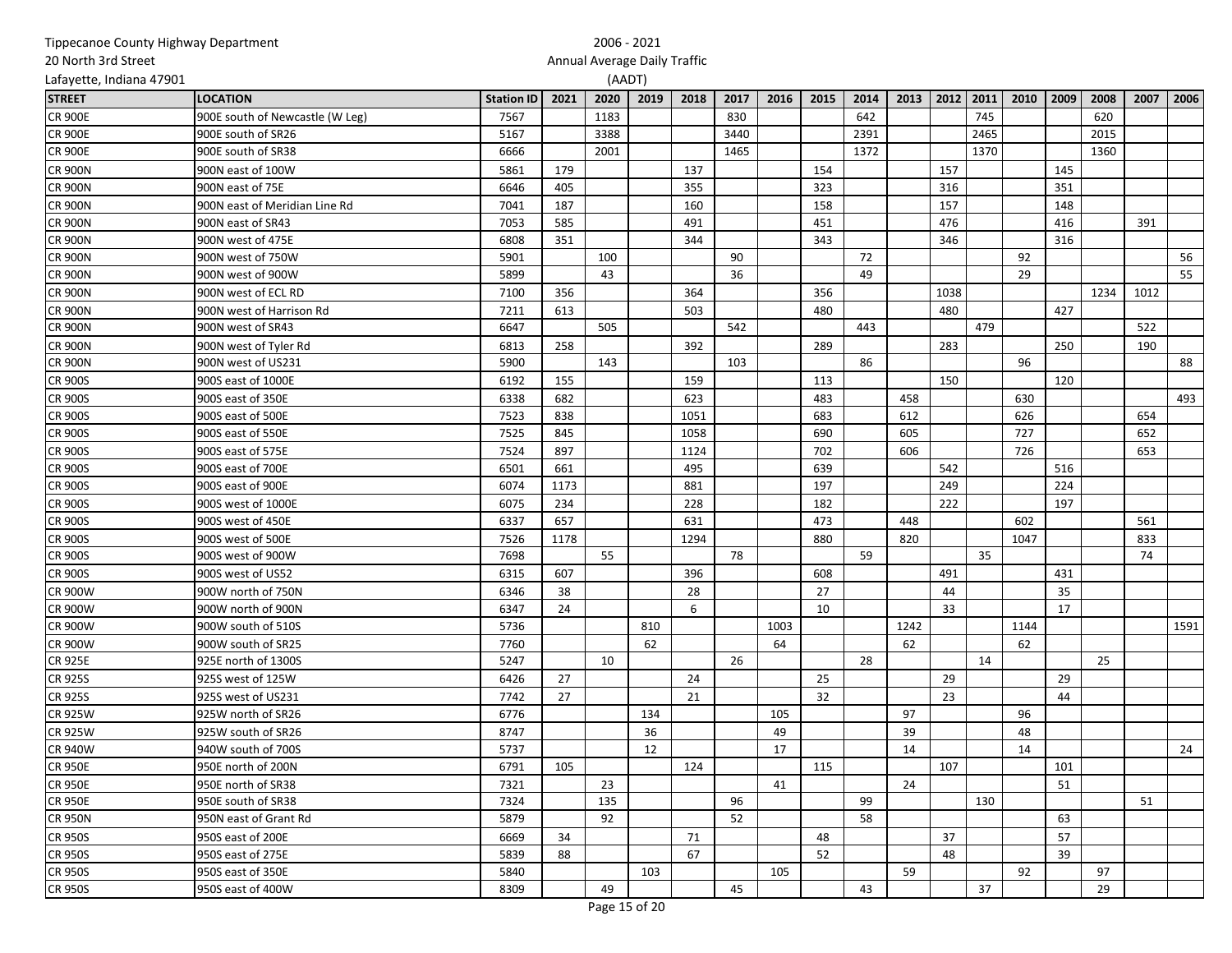Tippecanoe County Highway Department
20 North 3rd Street
Lafayette, Indiana 47901

2006 - 2021
Annual Average Daily Traffic
(AADT)

| STREET | LOCATION | Station ID | 2021 | 2020 | 2019 | 2018 | 2017 | 2016 | 2015 | 2014 | 2013 | 2012 | 2011 | 2010 | 2009 | 2008 | 2007 | 2006 |
|---|---|---|---|---|---|---|---|---|---|---|---|---|---|---|---|---|---|---|
| CR 900E | 900E south of Newcastle (W Leg) | 7567 | | 1183 | | | 830 | | | 642 | | | 745 | | | 620 | | |
| CR 900E | 900E south of SR26 | 5167 | | 3388 | | | 3440 | | | 2391 | | | 2465 | | | 2015 | | |
| CR 900E | 900E south of SR38 | 6666 | | 2001 | | | 1465 | | | 1372 | | | 1370 | | | 1360 | | |
| CR 900N | 900N east of 100W | 5861 | 179 | | | 137 | | | 154 | | | 157 | | | 145 | | | |
| CR 900N | 900N east of 75E | 6646 | 405 | | | 355 | | | 323 | | | 316 | | | 351 | | | |
| CR 900N | 900N east of Meridian Line Rd | 7041 | 187 | | | 160 | | | 158 | | | 157 | | | 148 | | | |
| CR 900N | 900N east of SR43 | 7053 | 585 | | | 491 | | | 451 | | | 476 | | | 416 | | 391 | |
| CR 900N | 900N west of 475E | 6808 | 351 | | | 344 | | | 343 | | | 346 | | | 316 | | | |
| CR 900N | 900N west of 750W | 5901 | | 100 | | | 90 | | | 72 | | | | 92 | | | | 56 |
| CR 900N | 900N west of 900W | 5899 | | 43 | | | 36 | | | 49 | | | | 29 | | | | 55 |
| CR 900N | 900N west of ECL RD | 7100 | 356 | | | 364 | | | 356 | | | 1038 | | | | 1234 | 1012 | |
| CR 900N | 900N west of Harrison Rd | 7211 | 613 | | | 503 | | | 480 | | | 480 | | | 427 | | | |
| CR 900N | 900N west of SR43 | 6647 | | 505 | | | 542 | | | 443 | | | 479 | | | | 522 | |
| CR 900N | 900N west of Tyler Rd | 6813 | 258 | | | 392 | | | 289 | | | 283 | | | 250 | | 190 | |
| CR 900N | 900N west of US231 | 5900 | | 143 | | | 103 | | | 86 | | | | 96 | | | | 88 |
| CR 900S | 900S east of 1000E | 6192 | 155 | | | 159 | | | 113 | | | 150 | | | 120 | | | |
| CR 900S | 900S east of 350E | 6338 | 682 | | | 623 | | | 483 | | 458 | | | 630 | | | | 493 |
| CR 900S | 900S east of 500E | 7523 | 838 | | | 1051 | | | 683 | | 612 | | | 626 | | | 654 | |
| CR 900S | 900S east of 550E | 7525 | 845 | | | 1058 | | | 690 | | 605 | | | 727 | | | 652 | |
| CR 900S | 900S east of 575E | 7524 | 897 | | | 1124 | | | 702 | | 606 | | | 726 | | | 653 | |
| CR 900S | 900S east of 700E | 6501 | 661 | | | 495 | | | 639 | | | 542 | | | 516 | | | |
| CR 900S | 900S east of 900E | 6074 | 1173 | | | 881 | | | 197 | | | 249 | | | 224 | | | |
| CR 900S | 900S west of 1000E | 6075 | 234 | | | 228 | | | 182 | | | 222 | | | 197 | | | |
| CR 900S | 900S west of 450E | 6337 | 657 | | | 631 | | | 473 | | 448 | | | 602 | | | 561 | |
| CR 900S | 900S west of 500E | 7526 | 1178 | | | 1294 | | | 880 | | 820 | | | 1047 | | | 833 | |
| CR 900S | 900S west of 900W | 7698 | | 55 | | | 78 | | | 59 | | | 35 | | | | 74 | |
| CR 900S | 900S west of US52 | 6315 | 607 | | | 396 | | | 608 | | | 491 | | | 431 | | | |
| CR 900W | 900W north of 750N | 6346 | 38 | | | 28 | | | 27 | | | 44 | | | 35 | | | |
| CR 900W | 900W north of 900N | 6347 | 24 | | | 6 | | | 10 | | | 33 | | | 17 | | | |
| CR 900W | 900W south of 510S | 5736 | | | 810 | | | 1003 | | | 1242 | | | 1144 | | | | 1591 |
| CR 900W | 900W south of SR25 | 7760 | | | 62 | | | 64 | | | 62 | | | 62 | | | | |
| CR 925E | 925E north of 1300S | 5247 | | 10 | | | 26 | | | 28 | | | 14 | | | 25 | | |
| CR 925S | 925S west of 125W | 6426 | 27 | | | 24 | | | 25 | | | 29 | | | 29 | | | |
| CR 925S | 925S west of US231 | 7742 | 27 | | | 21 | | | 32 | | | 23 | | | 44 | | | |
| CR 925W | 925W north of SR26 | 6776 | | | 134 | | | 105 | | | 97 | | | 96 | | | | |
| CR 925W | 925W south of SR26 | 8747 | | | 36 | | | 49 | | | 39 | | | 48 | | | | |
| CR 940W | 940W south of 700S | 5737 | | | 12 | | | 17 | | | 14 | | | 14 | | | | 24 |
| CR 950E | 950E north of 200N | 6791 | 105 | | | 124 | | | 115 | | | 107 | | | 101 | | | |
| CR 950E | 950E north of SR38 | 7321 | | 23 | | | | 41 | | | 24 | | | | 51 | | | |
| CR 950E | 950E south of SR38 | 7324 | | 135 | | | 96 | | | 99 | | | 130 | | | | 51 | |
| CR 950N | 950N east of Grant Rd | 5879 | | 92 | | | 52 | | | 58 | | | | | 63 | | | |
| CR 950S | 950S east of 200E | 6669 | 34 | | | 71 | | | 48 | | | 37 | | | 57 | | | |
| CR 950S | 950S east of 275E | 5839 | 88 | | | 67 | | | 52 | | | 48 | | | 39 | | | |
| CR 950S | 950S east of 350E | 5840 | | | 103 | | | 105 | | | 59 | | | 92 | | 97 | | |
| CR 950S | 950S east of 400W | 8309 | | 49 | | | 45 | | | 43 | | | 37 | | | 29 | | |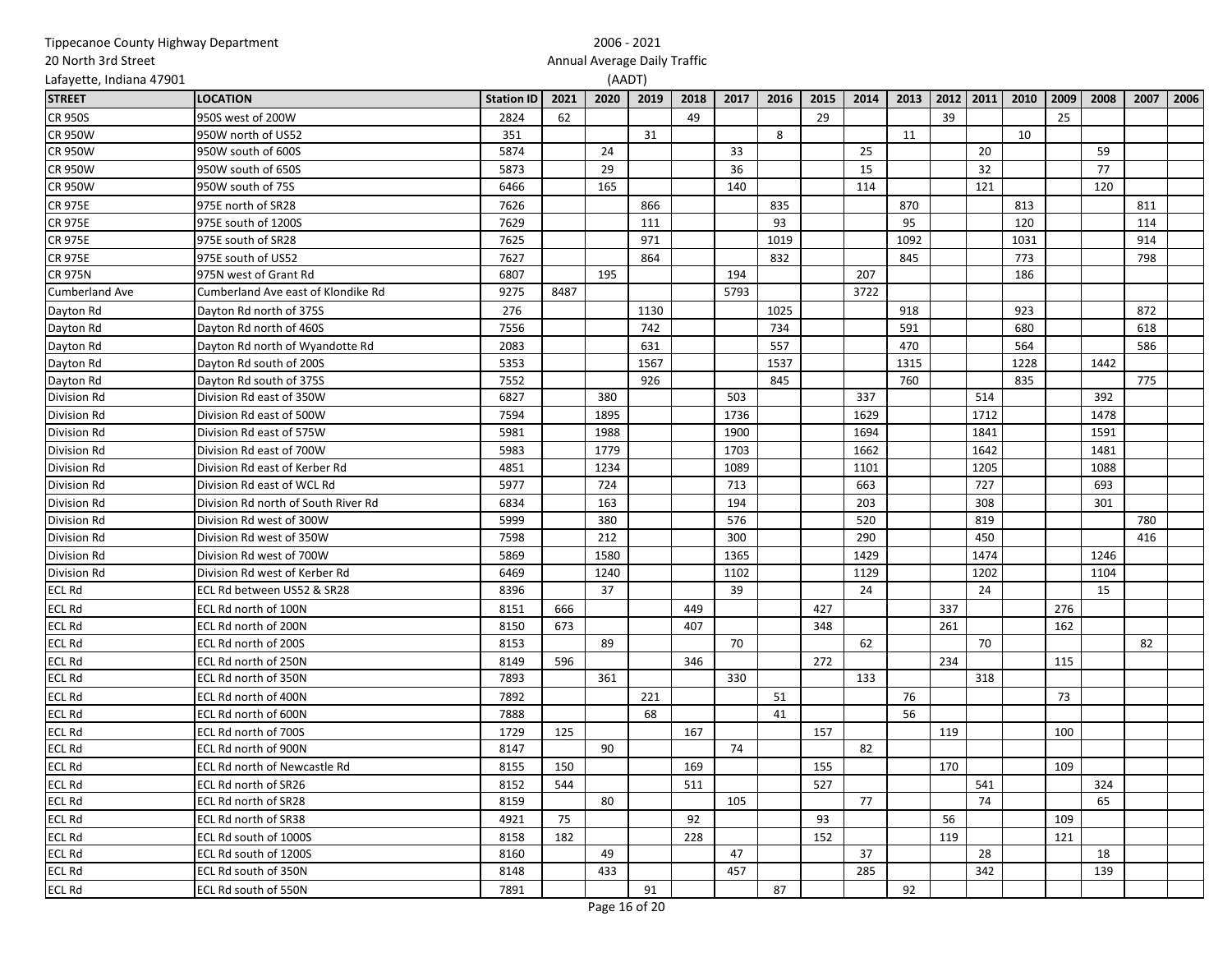Tippecanoe County Highway Department
20 North 3rd Street
Lafayette, Indiana 47901

2006 - 2021
Annual Average Daily Traffic
(AADT)

| STREET | LOCATION | Station ID | 2021 | 2020 | 2019 | 2018 | 2017 | 2016 | 2015 | 2014 | 2013 | 2012 | 2011 | 2010 | 2009 | 2008 | 2007 | 2006 |
|---|---|---|---|---|---|---|---|---|---|---|---|---|---|---|---|---|---|---|
| CR 950S | 950S west of 200W | 2824 | 62 | | | 49 | | | 29 | | | 39 | | | 25 | | | |
| CR 950W | 950W north of US52 | 351 | | | 31 | | | 8 | | | 11 | | | 10 | | | | |
| CR 950W | 950W south of 600S | 5874 | | 24 | | | 33 | | | 25 | | | 20 | | | 59 | | |
| CR 950W | 950W south of 650S | 5873 | | 29 | | | 36 | | | 15 | | | 32 | | | 77 | | |
| CR 950W | 950W south of 75S | 6466 | | 165 | | | 140 | | | 114 | | | 121 | | | 120 | | |
| CR 975E | 975E north of SR28 | 7626 | | | 866 | | | 835 | | | 870 | | | 813 | | | 811 | |
| CR 975E | 975E south of 1200S | 7629 | | | 111 | | | 93 | | | 95 | | | 120 | | | 114 | |
| CR 975E | 975E south of SR28 | 7625 | | | 971 | | | 1019 | | | 1092 | | | 1031 | | | 914 | |
| CR 975E | 975E south of US52 | 7627 | | | 864 | | | 832 | | | 845 | | | 773 | | | 798 | |
| CR 975N | 975N west of Grant Rd | 6807 | | 195 | | | 194 | | | 207 | | | | 186 | | | | |
| Cumberland Ave | Cumberland Ave east of Klondike Rd | 9275 | 8487 | | | | 5793 | | | 3722 | | | | | | | | |
| Dayton Rd | Dayton Rd north of 375S | 276 | | | 1130 | | | 1025 | | | 918 | | | 923 | | | 872 | |
| Dayton Rd | Dayton Rd north of 460S | 7556 | | | 742 | | | 734 | | | 591 | | | 680 | | | 618 | |
| Dayton Rd | Dayton Rd north of Wyandotte Rd | 2083 | | | 631 | | | 557 | | | 470 | | | 564 | | | 586 | |
| Dayton Rd | Dayton Rd south of 200S | 5353 | | | 1567 | | | 1537 | | | 1315 | | | 1228 | | 1442 | | |
| Dayton Rd | Dayton Rd south of 375S | 7552 | | | 926 | | | 845 | | | 760 | | | 835 | | | 775 | |
| Division Rd | Division Rd east of 350W | 6827 | | 380 | | | 503 | | | 337 | | | 514 | | | 392 | | |
| Division Rd | Division Rd east of 500W | 7594 | | 1895 | | | 1736 | | | 1629 | | | 1712 | | | 1478 | | |
| Division Rd | Division Rd east of 575W | 5981 | | 1988 | | | 1900 | | | 1694 | | | 1841 | | | 1591 | | |
| Division Rd | Division Rd east of 700W | 5983 | | 1779 | | | 1703 | | | 1662 | | | 1642 | | | 1481 | | |
| Division Rd | Division Rd east of Kerber Rd | 4851 | | 1234 | | | 1089 | | | 1101 | | | 1205 | | | 1088 | | |
| Division Rd | Division Rd east of WCL Rd | 5977 | | 724 | | | 713 | | | 663 | | | 727 | | | 693 | | |
| Division Rd | Division Rd north of South River Rd | 6834 | | 163 | | | 194 | | | 203 | | | 308 | | | 301 | | |
| Division Rd | Division Rd west of 300W | 5999 | | 380 | | | 576 | | | 520 | | | 819 | | | | 780 | |
| Division Rd | Division Rd west of 350W | 7598 | | 212 | | | 300 | | | 290 | | | 450 | | | | 416 | |
| Division Rd | Division Rd west of 700W | 5869 | | 1580 | | | 1365 | | | 1429 | | | 1474 | | | 1246 | | |
| Division Rd | Division Rd west of Kerber Rd | 6469 | | 1240 | | | 1102 | | | 1129 | | | 1202 | | | 1104 | | |
| ECL Rd | ECL Rd between US52 & SR28 | 8396 | | 37 | | | 39 | | | 24 | | | 24 | | | 15 | | |
| ECL Rd | ECL Rd north of 100N | 8151 | 666 | | | 449 | | | 427 | | | 337 | | | 276 | | | |
| ECL Rd | ECL Rd north of 200N | 8150 | 673 | | | 407 | | | 348 | | | 261 | | | 162 | | | |
| ECL Rd | ECL Rd north of 200S | 8153 | | 89 | | | 70 | | | 62 | | | 70 | | | | 82 | |
| ECL Rd | ECL Rd north of 250N | 8149 | 596 | | | 346 | | | 272 | | | 234 | | | 115 | | | |
| ECL Rd | ECL Rd north of 350N | 7893 | | 361 | | | 330 | | | 133 | | | 318 | | | | | |
| ECL Rd | ECL Rd north of 400N | 7892 | | | 221 | | | 51 | | | 76 | | | | 73 | | | |
| ECL Rd | ECL Rd north of 600N | 7888 | | | 68 | | | 41 | | | 56 | | | | | | | |
| ECL Rd | ECL Rd north of 700S | 1729 | 125 | | | 167 | | | 157 | | | 119 | | | 100 | | | |
| ECL Rd | ECL Rd north of 900N | 8147 | | 90 | | | 74 | | | 82 | | | | | | | | |
| ECL Rd | ECL Rd north of Newcastle Rd | 8155 | 150 | | | 169 | | | 155 | | | 170 | | | 109 | | | |
| ECL Rd | ECL Rd north of SR26 | 8152 | 544 | | | 511 | | | 527 | | | | 541 | | | 324 | | |
| ECL Rd | ECL Rd north of SR28 | 8159 | | 80 | | | 105 | | | 77 | | | 74 | | | 65 | | |
| ECL Rd | ECL Rd north of SR38 | 4921 | 75 | | | 92 | | | 93 | | | 56 | | | 109 | | | |
| ECL Rd | ECL Rd south of 1000S | 8158 | 182 | | | 228 | | | 152 | | | 119 | | | 121 | | | |
| ECL Rd | ECL Rd south of 1200S | 8160 | | 49 | | | 47 | | | 37 | | | 28 | | | 18 | | |
| ECL Rd | ECL Rd south of 350N | 8148 | | 433 | | | 457 | | | 285 | | | 342 | | | 139 | | |
| ECL Rd | ECL Rd south of 550N | 7891 | | | 91 | | | 87 | | | 92 | | | | | | | |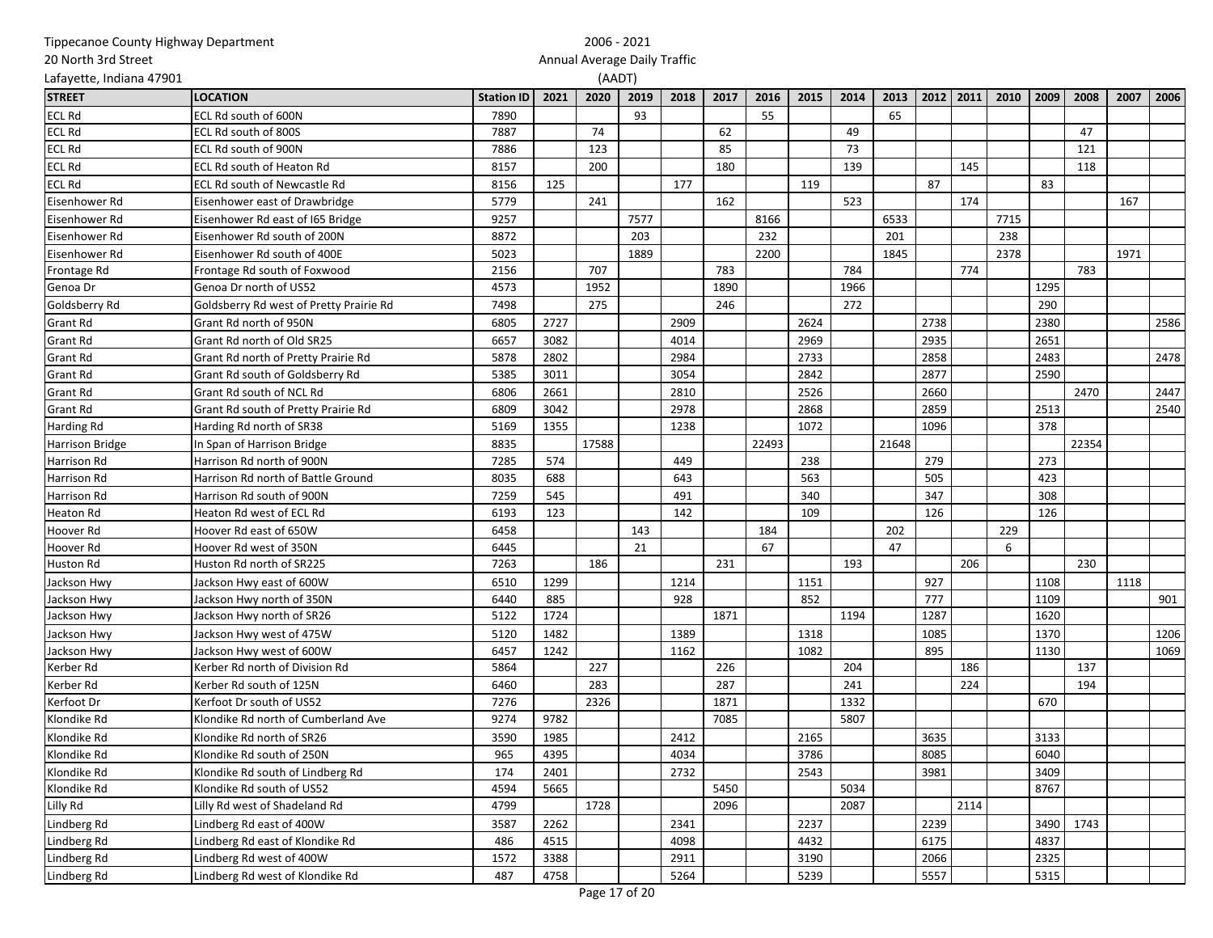Tippecanoe County Highway Department
20 North 3rd Street
Lafayette, Indiana 47901

2006 - 2021
Annual Average Daily Traffic
(AADT)

| STREET | LOCATION | Station ID | 2021 | 2020 | 2019 | 2018 | 2017 | 2016 | 2015 | 2014 | 2013 | 2012 | 2011 | 2010 | 2009 | 2008 | 2007 | 2006 |
|---|---|---|---|---|---|---|---|---|---|---|---|---|---|---|---|---|---|---|
| ECL Rd | ECL Rd south of 600N | 7890 | | | 93 | | | 55 | | | 65 | | | | | | | |
| ECL Rd | ECL Rd south of 800S | 7887 | | 74 | | | 62 | | | 49 | | | | | | 47 | | |
| ECL Rd | ECL Rd south of 900N | 7886 | | 123 | | | 85 | | | 73 | | | | | | 121 | | |
| ECL Rd | ECL Rd south of Heaton Rd | 8157 | | 200 | | | 180 | | | 139 | | | 145 | | | 118 | | |
| ECL Rd | ECL Rd south of Newcastle Rd | 8156 | 125 | | | 177 | | | 119 | | | 87 | | | 83 | | | |
| Eisenhower Rd | Eisenhower east of Drawbridge | 5779 | | 241 | | | 162 | | | 523 | | | 174 | | | | 167 | |
| Eisenhower Rd | Eisenhower Rd east of I65 Bridge | 9257 | | | 7577 | | | 8166 | | | 6533 | | | 7715 | | | | |
| Eisenhower Rd | Eisenhower Rd south of 200N | 8872 | | | 203 | | | 232 | | | 201 | | | 238 | | | | |
| Eisenhower Rd | Eisenhower Rd south of 400E | 5023 | | | 1889 | | | 2200 | | | 1845 | | | 2378 | | | 1971 | |
| Frontage Rd | Frontage Rd south of Foxwood | 2156 | | 707 | | | 783 | | | 784 | | | 774 | | | 783 | | |
| Genoa Dr | Genoa Dr north of US52 | 4573 | | 1952 | | | 1890 | | | 1966 | | | | | 1295 | | | |
| Goldsberry Rd | Goldsberry Rd west of Pretty Prairie Rd | 7498 | | 275 | | | 246 | | | 272 | | | | | 290 | | | |
| Grant Rd | Grant Rd north of 950N | 6805 | 2727 | | | 2909 | | | 2624 | | | 2738 | | | 2380 | | | 2586 |
| Grant Rd | Grant Rd north of Old SR25 | 6657 | 3082 | | | 4014 | | | 2969 | | | 2935 | | | 2651 | | | |
| Grant Rd | Grant Rd north of Pretty Prairie Rd | 5878 | 2802 | | | 2984 | | | 2733 | | | 2858 | | | 2483 | | | 2478 |
| Grant Rd | Grant Rd south of Goldsberry Rd | 5385 | 3011 | | | 3054 | | | 2842 | | | 2877 | | | 2590 | | | |
| Grant Rd | Grant Rd south of NCL Rd | 6806 | 2661 | | | 2810 | | | 2526 | | | 2660 | | | | 2470 | | 2447 |
| Grant Rd | Grant Rd south of Pretty Prairie Rd | 6809 | 3042 | | | 2978 | | | 2868 | | | 2859 | | | 2513 | | | 2540 |
| Harding Rd | Harding Rd north of SR38 | 5169 | 1355 | | | 1238 | | | 1072 | | | 1096 | | | 378 | | | |
| Harrison Bridge | In Span of Harrison Bridge | 8835 | | 17588 | | | | 22493 | | | 21648 | | | | | 22354 | | |
| Harrison Rd | Harrison Rd north of 900N | 7285 | 574 | | | 449 | | | 238 | | | 279 | | | 273 | | | |
| Harrison Rd | Harrison Rd north of Battle Ground | 8035 | 688 | | | 643 | | | 563 | | | 505 | | | 423 | | | |
| Harrison Rd | Harrison Rd south of 900N | 7259 | 545 | | | 491 | | | 340 | | | 347 | | | 308 | | | |
| Heaton Rd | Heaton Rd west of ECL Rd | 6193 | 123 | | | 142 | | | 109 | | | 126 | | | 126 | | | |
| Hoover Rd | Hoover Rd east of 650W | 6458 | | | 143 | | | 184 | | | 202 | | | 229 | | | | |
| Hoover Rd | Hoover Rd west of 350N | 6445 | | | 21 | | | 67 | | | 47 | | | 6 | | | | |
| Huston Rd | Huston Rd north of SR225 | 7263 | | 186 | | | 231 | | | 193 | | | 206 | | | 230 | | |
| Jackson Hwy | Jackson Hwy east of 600W | 6510 | 1299 | | | 1214 | | | 1151 | | | 927 | | | 1108 | | 1118 | |
| Jackson Hwy | Jackson Hwy north of 350N | 6440 | 885 | | | 928 | | | 852 | | | 777 | | | 1109 | | | 901 |
| Jackson Hwy | Jackson Hwy north of SR26 | 5122 | 1724 | | | | 1871 | | | 1194 | | 1287 | | | 1620 | | | |
| Jackson Hwy | Jackson Hwy west of 475W | 5120 | 1482 | | | 1389 | | | 1318 | | | 1085 | | | 1370 | | | 1206 |
| Jackson Hwy | Jackson Hwy west of 600W | 6457 | 1242 | | | 1162 | | | 1082 | | | 895 | | | 1130 | | | 1069 |
| Kerber Rd | Kerber Rd north of Division Rd | 5864 | | 227 | | | 226 | | | 204 | | | 186 | | | 137 | | |
| Kerber Rd | Kerber Rd south of 125N | 6460 | | 283 | | | 287 | | | 241 | | | 224 | | | 194 | | |
| Kerfoot Dr | Kerfoot Dr south of US52 | 7276 | | 2326 | | | 1871 | | | 1332 | | | | | 670 | | | |
| Klondike Rd | Klondike Rd north of Cumberland Ave | 9274 | 9782 | | | | 7085 | | | 5807 | | | | | | | | |
| Klondike Rd | Klondike Rd north of SR26 | 3590 | 1985 | | | 2412 | | | 2165 | | | 3635 | | | 3133 | | | |
| Klondike Rd | Klondike Rd south of 250N | 965 | 4395 | | | 4034 | | | 3786 | | | 8085 | | | 6040 | | | |
| Klondike Rd | Klondike Rd south of Lindberg Rd | 174 | 2401 | | | 2732 | | | 2543 | | | 3981 | | | 3409 | | | |
| Klondike Rd | Klondike Rd south of US52 | 4594 | 5665 | | | | 5450 | | | 5034 | | | | | 8767 | | | |
| Lilly Rd | Lilly Rd west of Shadeland Rd | 4799 | | 1728 | | | 2096 | | | 2087 | | | 2114 | | | | | |
| Lindberg Rd | Lindberg Rd east of 400W | 3587 | 2262 | | | 2341 | | | 2237 | | | 2239 | | | 3490 | 1743 | | |
| Lindberg Rd | Lindberg Rd east of Klondike Rd | 486 | 4515 | | | 4098 | | | 4432 | | | 6175 | | | 4837 | | | |
| Lindberg Rd | Lindberg Rd west of 400W | 1572 | 3388 | | | 2911 | | | 3190 | | | 2066 | | | 2325 | | | |
| Lindberg Rd | Lindberg Rd west of Klondike Rd | 487 | 4758 | | | 5264 | | | 5239 | | | 5557 | | | 5315 | | | |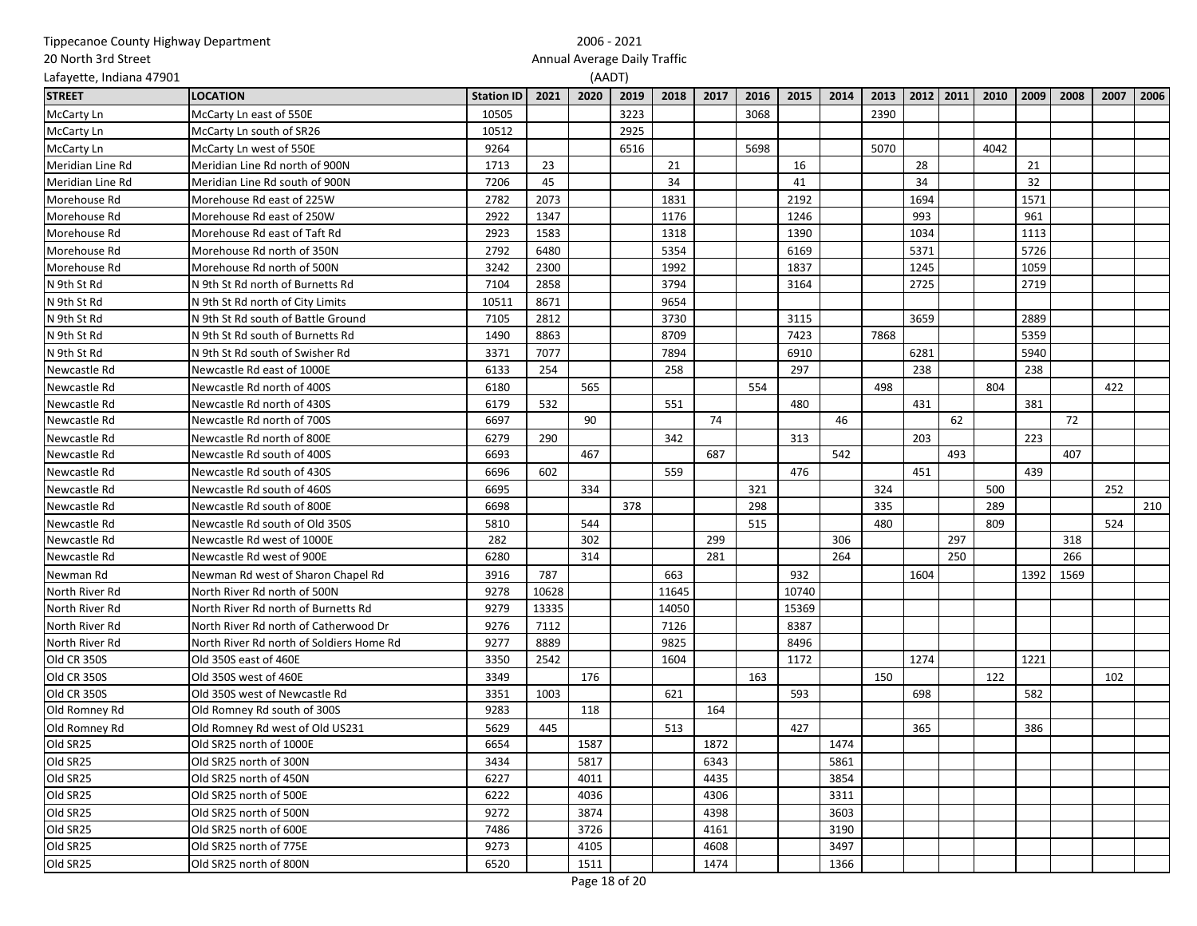| STREET | LOCATION | Station ID | 2021 | 2020 | 2019 | 2018 | 2017 | 2016 | 2015 | 2014 | 2013 | 2012 | 2011 | 2010 | 2009 | 2008 | 2007 | 2006 |
|---|---|---|---|---|---|---|---|---|---|---|---|---|---|---|---|---|---|---|
| McCarty Ln | McCarty Ln east of 550E | 10505 | | | 3223 | | | 3068 | | | 2390 | | | | | | | |
| McCarty Ln | McCarty Ln south of SR26 | 10512 | | | 2925 | | | | | | | | | | | | | |
| McCarty Ln | McCarty Ln west of 550E | 9264 | | | 6516 | | | 5698 | | | 5070 | | | 4042 | | | | |
| Meridian Line Rd | Meridian Line Rd north of 900N | 1713 | 23 | | | 21 | | | 16 | | | 28 | | | 21 | | | |
| Meridian Line Rd | Meridian Line Rd south of 900N | 7206 | 45 | | | 34 | | | 41 | | | 34 | | | 32 | | | |
| Morehouse Rd | Morehouse Rd east of 225W | 2782 | 2073 | | | 1831 | | | 2192 | | | 1694 | | | 1571 | | | |
| Morehouse Rd | Morehouse Rd east of 250W | 2922 | 1347 | | | 1176 | | | 1246 | | | 993 | | | 961 | | | |
| Morehouse Rd | Morehouse Rd east of Taft Rd | 2923 | 1583 | | | 1318 | | | 1390 | | | 1034 | | | 1113 | | | |
| Morehouse Rd | Morehouse Rd north of 350N | 2792 | 6480 | | | 5354 | | | 6169 | | | 5371 | | | 5726 | | | |
| Morehouse Rd | Morehouse Rd north of 500N | 3242 | 2300 | | | 1992 | | | 1837 | | | 1245 | | | 1059 | | | |
| N 9th St Rd | N 9th St Rd north of Burnetts Rd | 7104 | 2858 | | | 3794 | | | 3164 | | | 2725 | | | 2719 | | | |
| N 9th St Rd | N 9th St Rd north of City Limits | 10511 | 8671 | | | 9654 | | | | | | | | | | | | |
| N 9th St Rd | N 9th St Rd south of Battle Ground | 7105 | 2812 | | | 3730 | | | 3115 | | | 3659 | | | 2889 | | | |
| N 9th St Rd | N 9th St Rd south of Burnetts Rd | 1490 | 8863 | | | 8709 | | | 7423 | | 7868 | | | | 5359 | | | |
| N 9th St Rd | N 9th St Rd south of Swisher Rd | 3371 | 7077 | | | 7894 | | | 6910 | | | 6281 | | | 5940 | | | |
| Newcastle Rd | Newcastle Rd east of 1000E | 6133 | 254 | | | 258 | | | 297 | | | 238 | | | 238 | | | |
| Newcastle Rd | Newcastle Rd north of 400S | 6180 | | 565 | | | | 554 | | | 498 | | | 804 | | | 422 | |
| Newcastle Rd | Newcastle Rd north of 430S | 6179 | 532 | | | 551 | | | 480 | | | 431 | | | 381 | | | |
| Newcastle Rd | Newcastle Rd north of 700S | 6697 | | 90 | | | 74 | | | 46 | | | 62 | | | 72 | | |
| Newcastle Rd | Newcastle Rd north of 800E | 6279 | 290 | | | 342 | | | 313 | | | 203 | | | 223 | | | |
| Newcastle Rd | Newcastle Rd south of 400S | 6693 | | 467 | | | 687 | | | 542 | | | 493 | | | 407 | | |
| Newcastle Rd | Newcastle Rd south of 430S | 6696 | 602 | | | 559 | | | 476 | | | 451 | | | 439 | | | |
| Newcastle Rd | Newcastle Rd south of 460S | 6695 | | 334 | | | | 321 | | | 324 | | | 500 | | | 252 | |
| Newcastle Rd | Newcastle Rd south of 800E | 6698 | | | 378 | | | 298 | | | 335 | | | 289 | | | | 210 |
| Newcastle Rd | Newcastle Rd south of Old 350S | 5810 | | 544 | | | | 515 | | | 480 | | | 809 | | | 524 | |
| Newcastle Rd | Newcastle Rd west of 1000E | 282 | | 302 | | | 299 | | | 306 | | | 297 | | | 318 | | |
| Newcastle Rd | Newcastle Rd west of 900E | 6280 | | 314 | | | 281 | | | 264 | | | 250 | | | 266 | | |
| Newman Rd | Newman Rd west of Sharon Chapel Rd | 3916 | 787 | | | 663 | | | 932 | | | 1604 | | | 1392 | 1569 | | |
| North River Rd | North River Rd north of 500N | 9278 | 10628 | | | 11645 | | | 10740 | | | | | | | | | |
| North River Rd | North River Rd north of Burnetts Rd | 9279 | 13335 | | | 14050 | | | 15369 | | | | | | | | | |
| North River Rd | North River Rd north of Catherwood Dr | 9276 | 7112 | | | 7126 | | | 8387 | | | | | | | | | |
| North River Rd | North River Rd north of Soldiers Home Rd | 9277 | 8889 | | | 9825 | | | 8496 | | | | | | | | | |
| Old CR 350S | Old 350S east of 460E | 3350 | 2542 | | | 1604 | | | 1172 | | | 1274 | | | 1221 | | | |
| Old CR 350S | Old 350S west of 460E | 3349 | | 176 | | | | 163 | | | 150 | | | 122 | | | 102 | |
| Old CR 350S | Old 350S west of Newcastle Rd | 3351 | 1003 | | | 621 | | | 593 | | | 698 | | | 582 | | | |
| Old Romney Rd | Old Romney Rd south of 300S | 9283 | | 118 | | | 164 | | | | | | | | | | | |
| Old Romney Rd | Old Romney Rd west of Old US231 | 5629 | 445 | | | 513 | | | 427 | | | 365 | | | 386 | | | |
| Old SR25 | Old SR25 north of 1000E | 6654 | | 1587 | | | 1872 | | | 1474 | | | | | | | | |
| Old SR25 | Old SR25 north of 300N | 3434 | | 5817 | | | 6343 | | | 5861 | | | | | | | | |
| Old SR25 | Old SR25 north of 450N | 6227 | | 4011 | | | 4435 | | | 3854 | | | | | | | | |
| Old SR25 | Old SR25 north of 500E | 6222 | | 4036 | | | 4306 | | | 3311 | | | | | | | | |
| Old SR25 | Old SR25 north of 500N | 9272 | | 3874 | | | 4398 | | | 3603 | | | | | | | | |
| Old SR25 | Old SR25 north of 600E | 7486 | | 3726 | | | 4161 | | | 3190 | | | | | | | | |
| Old SR25 | Old SR25 north of 775E | 9273 | | 4105 | | | 4608 | | | 3497 | | | | | | | | |
| Old SR25 | Old SR25 north of 800N | 6520 | | 1511 | | | 1474 | | | 1366 | | | | | | | | |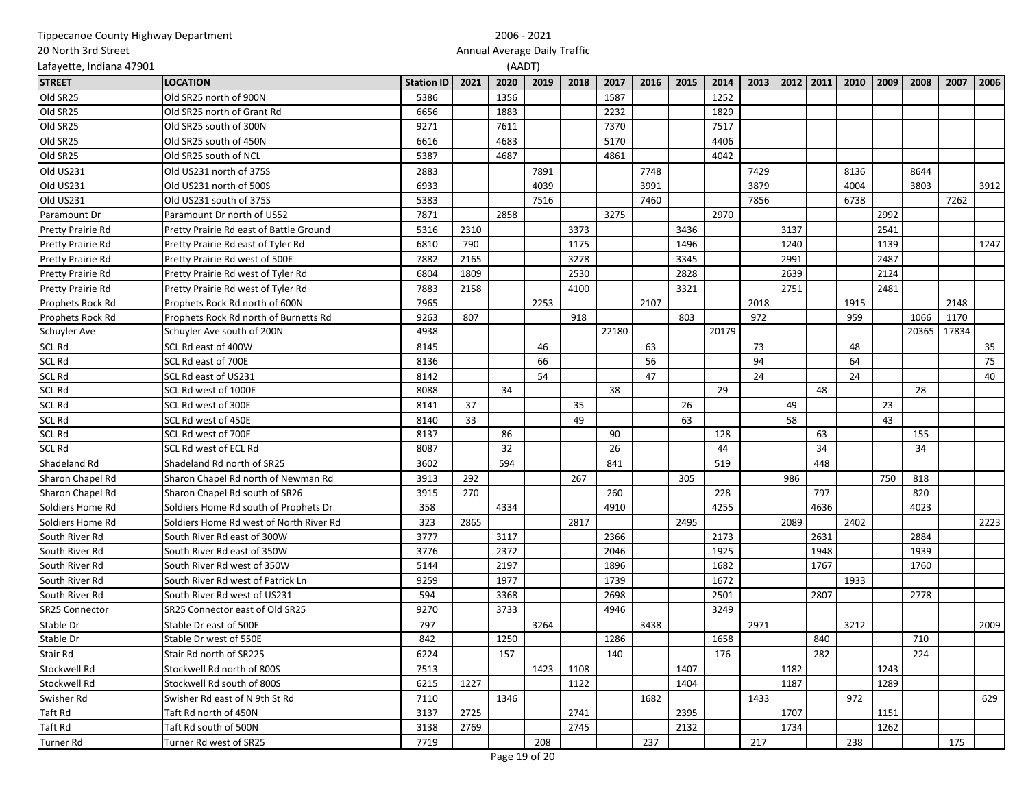Tippecanoe County Highway Department
20 North 3rd Street
Lafayette, Indiana 47901

2006 - 2021
Annual Average Daily Traffic
(AADT)

| STREET | LOCATION | Station ID | 2021 | 2020 | 2019 | 2018 | 2017 | 2016 | 2015 | 2014 | 2013 | 2012 | 2011 | 2010 | 2009 | 2008 | 2007 | 2006 |
|---|---|---|---|---|---|---|---|---|---|---|---|---|---|---|---|---|---|---|
| Old SR25 | Old SR25 north of 900N | 5386 | | 1356 | | | 1587 | | | 1252 | | | | | | | | |
| Old SR25 | Old SR25 north of Grant Rd | 6656 | | 1883 | | | 2232 | | | 1829 | | | | | | | | |
| Old SR25 | Old SR25 south of 300N | 9271 | | 7611 | | | 7370 | | | 7517 | | | | | | | | |
| Old SR25 | Old SR25 south of 450N | 6616 | | 4683 | | | 5170 | | | 4406 | | | | | | | | |
| Old SR25 | Old SR25 south of NCL | 5387 | | 4687 | | | 4861 | | | 4042 | | | | | | | | |
| Old US231 | Old US231 north of 375S | 2883 | | | 7891 | | | 7748 | | | 7429 | | | 8136 | | 8644 | | |
| Old US231 | Old US231 north of 500S | 6933 | | | 4039 | | | 3991 | | | 3879 | | | 4004 | | 3803 | | 3912 |
| Old US231 | Old US231 south of 375S | 5383 | | | 7516 | | | 7460 | | | 7856 | | | 6738 | | | 7262 | |
| Paramount Dr | Paramount Dr north of US52 | 7871 | | 2858 | | | 3275 | | | 2970 | | | | | 2992 | | | |
| Pretty Prairie Rd | Pretty Prairie Rd east of Battle Ground | 5316 | 2310 | | | 3373 | | | 3436 | | | 3137 | | | 2541 | | | |
| Pretty Prairie Rd | Pretty Prairie Rd east of Tyler Rd | 6810 | 790 | | | 1175 | | | 1496 | | | 1240 | | | 1139 | | | 1247 |
| Pretty Prairie Rd | Pretty Prairie Rd west of 500E | 7882 | 2165 | | | 3278 | | | 3345 | | | 2991 | | | 2487 | | | |
| Pretty Prairie Rd | Pretty Prairie Rd west of Tyler Rd | 6804 | 1809 | | | 2530 | | | 2828 | | | 2639 | | | 2124 | | | |
| Pretty Prairie Rd | Pretty Prairie Rd west of Tyler Rd | 7883 | 2158 | | | 4100 | | | 3321 | | | 2751 | | | 2481 | | | |
| Prophets Rock Rd | Prophets Rock Rd north of 600N | 7965 | | | 2253 | | | 2107 | | | 2018 | | | 1915 | | | 2148 | |
| Prophets Rock Rd | Prophets Rock Rd north of Burnetts Rd | 9263 | 807 | | | 918 | | | 803 | | 972 | | | 959 | | 1066 | 1170 | |
| Schuyler Ave | Schuyler Ave south of 200N | 4938 | | | | | 22180 | | | 20179 | | | | | | 20365 | 17834 | |
| SCL Rd | SCL Rd east of 400W | 8145 | | | 46 | | | 63 | | | 73 | | | 48 | | | | 35 |
| SCL Rd | SCL Rd east of 700E | 8136 | | | 66 | | | 56 | | | 94 | | | 64 | | | | 75 |
| SCL Rd | SCL Rd east of US231 | 8142 | | | 54 | | | 47 | | | 24 | | | 24 | | | | 40 |
| SCL Rd | SCL Rd west of 1000E | 8088 | | 34 | | | 38 | | | 29 | | | 48 | | | 28 | | |
| SCL Rd | SCL Rd west of 300E | 8141 | 37 | | | 35 | | | 26 | | | 49 | | | 23 | | | |
| SCL Rd | SCL Rd west of 450E | 8140 | 33 | | | 49 | | | 63 | | | 58 | | | 43 | | | |
| SCL Rd | SCL Rd west of 700E | 8137 | | 86 | | | 90 | | | 128 | | | 63 | | | 155 | | |
| SCL Rd | SCL Rd west of ECL Rd | 8087 | | 32 | | | 26 | | | 44 | | | 34 | | | 34 | | |
| Shadeland Rd | Shadeland Rd north of SR25 | 3602 | | 594 | | | 841 | | | 519 | | | 448 | | | | | |
| Sharon Chapel Rd | Sharon Chapel Rd north of Newman Rd | 3913 | 292 | | | 267 | | | 305 | | | 986 | | | 750 | 818 | | |
| Sharon Chapel Rd | Sharon Chapel Rd south of SR26 | 3915 | 270 | | | | 260 | | | 228 | | | 797 | | | 820 | | |
| Soldiers Home Rd | Soldiers Home Rd south of Prophets Dr | 358 | | 4334 | | | 4910 | | | 4255 | | | 4636 | | | 4023 | | |
| Soldiers Home Rd | Soldiers Home Rd west of North River Rd | 323 | 2865 | | | 2817 | | | 2495 | | | 2089 | | 2402 | | | | 2223 |
| South River Rd | South River Rd east of 300W | 3777 | | 3117 | | | 2366 | | | 2173 | | | 2631 | | | 2884 | | |
| South River Rd | South River Rd east of 350W | 3776 | | 2372 | | | 2046 | | | 1925 | | | 1948 | | | 1939 | | |
| South River Rd | South River Rd west of 350W | 5144 | | 2197 | | | 1896 | | | 1682 | | | 1767 | | | 1760 | | |
| South River Rd | South River Rd west of Patrick Ln | 9259 | | 1977 | | | 1739 | | | 1672 | | | | 1933 | | | | |
| South River Rd | South River Rd west of US231 | 594 | | 3368 | | | 2698 | | | 2501 | | | 2807 | | | 2778 | | |
| SR25 Connector | SR25 Connector east of Old SR25 | 9270 | | 3733 | | | 4946 | | | 3249 | | | | | | | | |
| Stable Dr | Stable Dr east of 500E | 797 | | | 3264 | | | 3438 | | | 2971 | | | 3212 | | | | 2009 |
| Stable Dr | Stable Dr west of 550E | 842 | | 1250 | | | 1286 | | | 1658 | | | 840 | | | 710 | | |
| Stair Rd | Stair Rd north of SR225 | 6224 | | 157 | | | 140 | | | 176 | | | 282 | | | 224 | | |
| Stockwell Rd | Stockwell Rd north of 800S | 7513 | | | 1423 | 1108 | | | 1407 | | | 1182 | | | 1243 | | | |
| Stockwell Rd | Stockwell Rd south of 800S | 6215 | 1227 | | | 1122 | | | 1404 | | | 1187 | | | 1289 | | | |
| Swisher Rd | Swisher Rd east of N 9th St Rd | 7110 | | 1346 | | | | 1682 | | | 1433 | | | 972 | | | | 629 |
| Taft Rd | Taft Rd north of 450N | 3137 | 2725 | | | 2741 | | | 2395 | | | 1707 | | | 1151 | | | |
| Taft Rd | Taft Rd south of 500N | 3138 | 2769 | | | 2745 | | | 2132 | | | 1734 | | | 1262 | | | |
| Turner Rd | Turner Rd west of SR25 | 7719 | | | 208 | | | 237 | | | 217 | | | 238 | | | 175 | |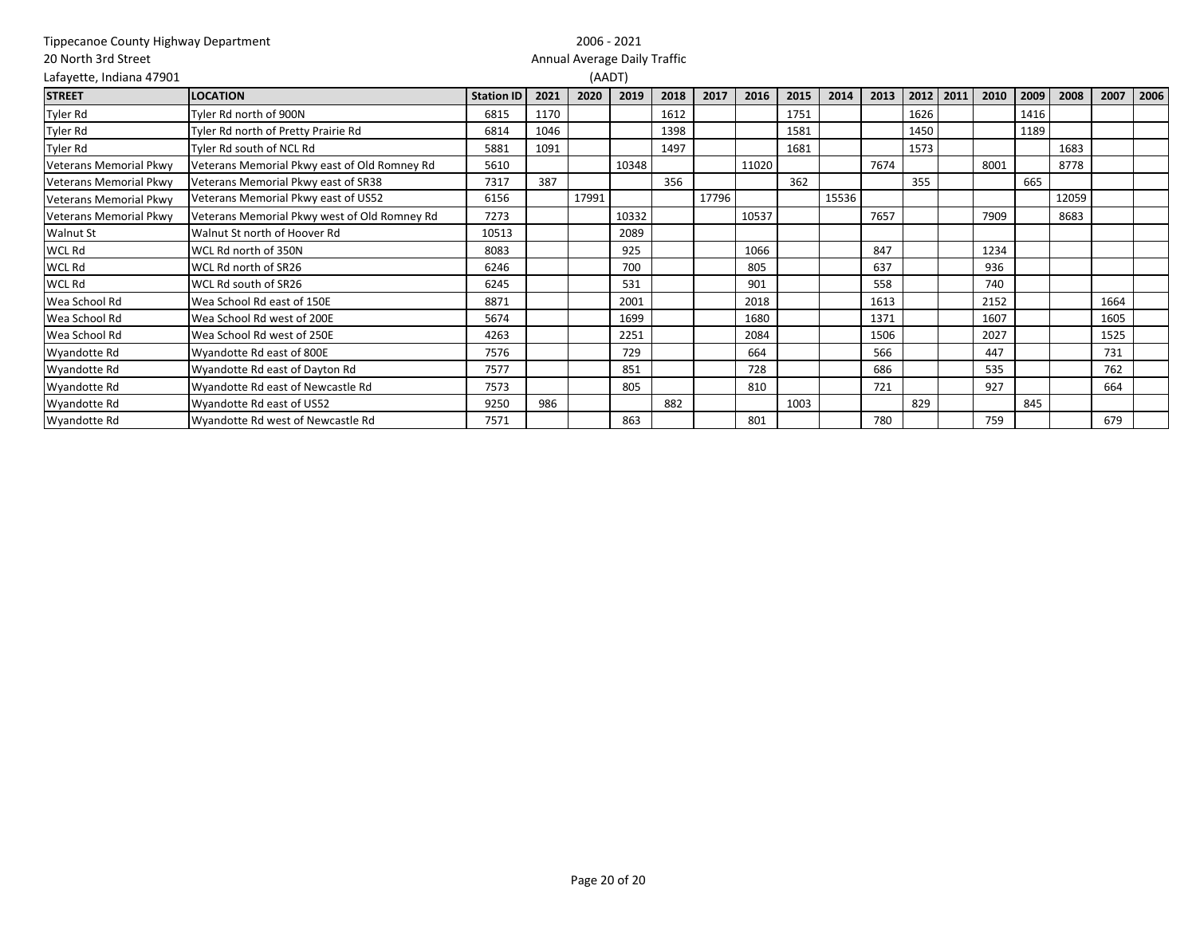Tippecanoe County Highway Department
20 North 3rd Street
Lafayette, Indiana 47901

2006 - 2021
Annual Average Daily Traffic
(AADT)

| STREET | LOCATION | Station ID | 2021 | 2020 | 2019 | 2018 | 2017 | 2016 | 2015 | 2014 | 2013 | 2012 | 2011 | 2010 | 2009 | 2008 | 2007 | 2006 |
|---|---|---|---|---|---|---|---|---|---|---|---|---|---|---|---|---|---|---|
| Tyler Rd | Tyler Rd north of 900N | 6815 | 1170 | | | 1612 | | | 1751 | | | 1626 | | | 1416 | | | |
| Tyler Rd | Tyler Rd north of Pretty Prairie Rd | 6814 | 1046 | | | 1398 | | | 1581 | | | 1450 | | | 1189 | | | |
| Tyler Rd | Tyler Rd south of NCL Rd | 5881 | 1091 | | | 1497 | | | 1681 | | | 1573 | | | | 1683 | | |
| Veterans Memorial Pkwy | Veterans Memorial Pkwy east of Old Romney Rd | 5610 | | | 10348 | | | 11020 | | | 7674 | | | 8001 | | 8778 | | |
| Veterans Memorial Pkwy | Veterans Memorial Pkwy east of SR38 | 7317 | 387 | | | 356 | | | 362 | | | 355 | | | 665 | | | |
| Veterans Memorial Pkwy | Veterans Memorial Pkwy east of US52 | 6156 | | 17991 | | | 17796 | | | 15536 | | | | | | 12059 | | |
| Veterans Memorial Pkwy | Veterans Memorial Pkwy west of Old Romney Rd | 7273 | | | 10332 | | | 10537 | | | 7657 | | | 7909 | | 8683 | | |
| Walnut St | Walnut St north of Hoover Rd | 10513 | | | 2089 | | | | | | | | | | | | | |
| WCL Rd | WCL Rd north of 350N | 8083 | | | 925 | | | 1066 | | | 847 | | | 1234 | | | | |
| WCL Rd | WCL Rd north of SR26 | 6246 | | | 700 | | | 805 | | | 637 | | | 936 | | | | |
| WCL Rd | WCL Rd south of SR26 | 6245 | | | 531 | | | 901 | | | 558 | | | 740 | | | | |
| Wea School Rd | Wea School Rd east of 150E | 8871 | | | 2001 | | | 2018 | | | 1613 | | | 2152 | | | 1664 | |
| Wea School Rd | Wea School Rd west of 200E | 5674 | | | 1699 | | | 1680 | | | 1371 | | | 1607 | | | 1605 | |
| Wea School Rd | Wea School Rd west of 250E | 4263 | | | 2251 | | | 2084 | | | 1506 | | | 2027 | | | 1525 | |
| Wyandotte Rd | Wyandotte Rd east of 800E | 7576 | | | 729 | | | 664 | | | 566 | | | 447 | | | 731 | |
| Wyandotte Rd | Wyandotte Rd east of Dayton Rd | 7577 | | | 851 | | | 728 | | | 686 | | | 535 | | | 762 | |
| Wyandotte Rd | Wyandotte Rd east of Newcastle Rd | 7573 | | | 805 | | | 810 | | | 721 | | | 927 | | | 664 | |
| Wyandotte Rd | Wyandotte Rd east of US52 | 9250 | 986 | | | 882 | | | 1003 | | | 829 | | | 845 | | | |
| Wyandotte Rd | Wyandotte Rd west of Newcastle Rd | 7571 | | | 863 | | | 801 | | | 780 | | | 759 | | | 679 | |